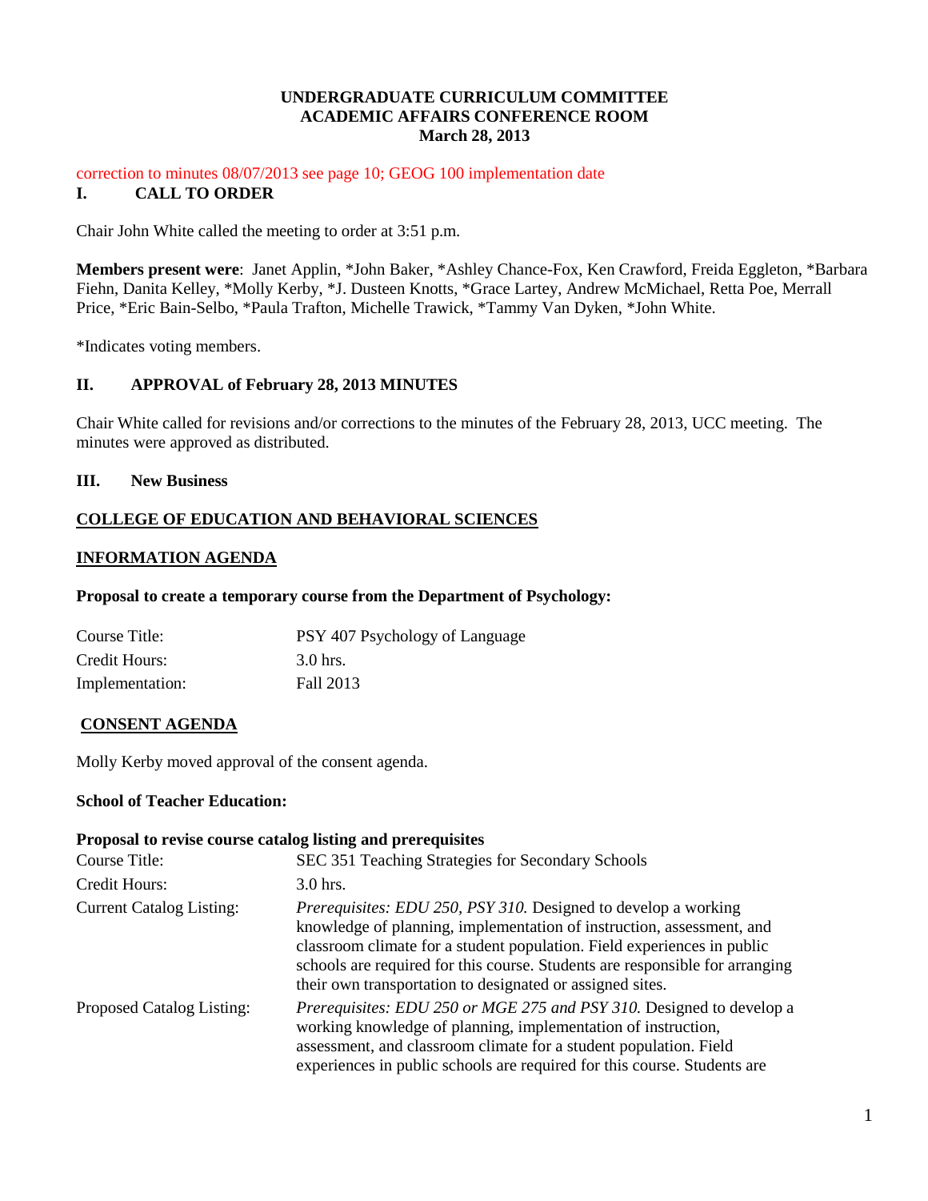**UNDERGRADUATE CURRICULUM COMMITTEE**
**ACADEMIC AFFAIRS CONFERENCE ROOM**
**March 28, 2013**

correction to minutes 08/07/2013 see page 10; GEOG 100 implementation date

## I. CALL TO ORDER

Chair John White called the meeting to order at 3:51 p.m.

**Members present were**: Janet Applin, *John Baker, *Ashley Chance-Fox, Ken Crawford, Freida Eggleton, *Barbara Fiehn, Danita Kelley, *Molly Kerby, *J. Dusteen Knotts, *Grace Lartey, Andrew McMichael, Retta Poe, Merrall Price, *Eric Bain-Selbo, *Paula Trafton, Michelle Trawick, *Tammy Van Dyken, *John White.

*Indicates voting members.

## II. APPROVAL of February 28, 2013 MINUTES

Chair White called for revisions and/or corrections to the minutes of the February 28, 2013, UCC meeting. The minutes were approved as distributed.

## III. New Business

**COLLEGE OF EDUCATION AND BEHAVIORAL SCIENCES**

**INFORMATION AGENDA**

**Proposal to create a temporary course from the Department of Psychology:**

| | |
|---|---|
| Course Title: | PSY 407 Psychology of Language |
| Credit Hours: | 3.0 hrs. |
| Implementation: | Fall 2013 |

**CONSENT AGENDA**

Molly Kerby moved approval of the consent agenda.

**School of Teacher Education:**

**Proposal to revise course catalog listing and prerequisites**

| | |
|---|---|
| Course Title: | SEC 351 Teaching Strategies for Secondary Schools |
| Credit Hours: | 3.0 hrs. |
| Current Catalog Listing: | *Prerequisites: EDU 250, PSY 310.* Designed to develop a working knowledge of planning, implementation of instruction, assessment, and classroom climate for a student population. Field experiences in public schools are required for this course. Students are responsible for arranging their own transportation to designated or assigned sites. |
| Proposed Catalog Listing: | *Prerequisites: EDU 250 or MGE 275 and PSY 310.* Designed to develop a working knowledge of planning, implementation of instruction, assessment, and classroom climate for a student population. Field experiences in public schools are required for this course. Students are |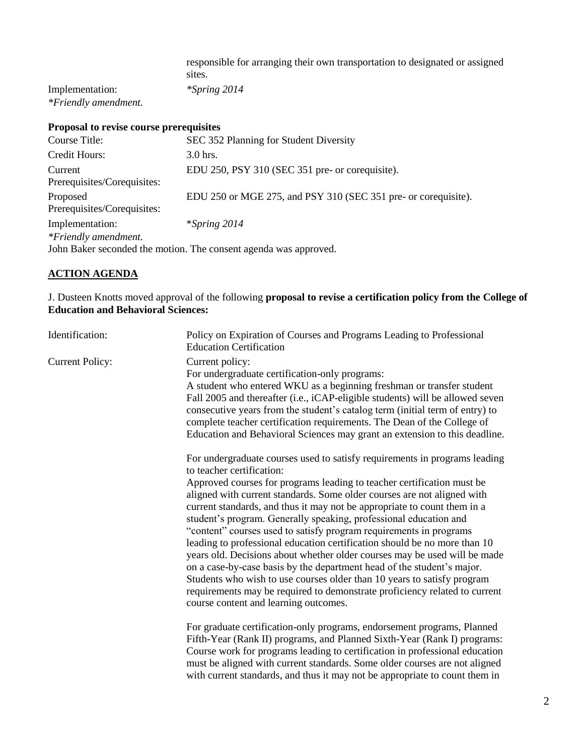| | |
|---|---|
| | responsible for arranging their own transportation to designated or assigned sites. |
| Implementation: | *Spring 2014 |

*\*Friendly amendment.*

**Proposal to revise course prerequisites**

| | |
|---|---|
| Course Title: | SEC 352 Planning for Student Diversity |
| Credit Hours: | 3.0 hrs. |
| Current Prerequisites/Corequisites: | EDU 250, PSY 310 (SEC 351 pre- or corequisite). |
| Proposed Prerequisites/Corequisites: | EDU 250 or MGE 275, and PSY 310 (SEC 351 pre- or corequisite). |
| Implementation: | *Spring 2014* |

*\*Friendly amendment.*

John Baker seconded the motion. The consent agenda was approved.

## ACTION AGENDA

J. Dusteen Knotts moved approval of the following **proposal to revise a certification policy from the College of Education and Behavioral Sciences:**

| | |
|---|---|
| Identification: | Policy on Expiration of Courses and Programs Leading to Professional Education Certification |
| Current Policy: | Current policy:<br>For undergraduate certification-only programs:<br>A student who entered WKU as a beginning freshman or transfer student Fall 2005 and thereafter (i.e., iCAP-eligible students) will be allowed seven consecutive years from the student's catalog term (initial term of entry) to complete teacher certification requirements. The Dean of the College of Education and Behavioral Sciences may grant an extension to this deadline.<br><br>For undergraduate courses used to satisfy requirements in programs leading to teacher certification:<br>Approved courses for programs leading to teacher certification must be aligned with current standards. Some older courses are not aligned with current standards, and thus it may not be appropriate to count them in a student's program. Generally speaking, professional education and "content" courses used to satisfy program requirements in programs leading to professional education certification should be no more than 10 years old. Decisions about whether older courses may be used will be made on a case-by-case basis by the department head of the student's major. Students who wish to use courses older than 10 years to satisfy program requirements may be required to demonstrate proficiency related to current course content and learning outcomes.<br><br>For graduate certification-only programs, endorsement programs, Planned Fifth-Year (Rank II) programs, and Planned Sixth-Year (Rank I) programs:<br>Course work for programs leading to certification in professional education must be aligned with current standards. Some older courses are not aligned with current standards, and thus it may not be appropriate to count them in |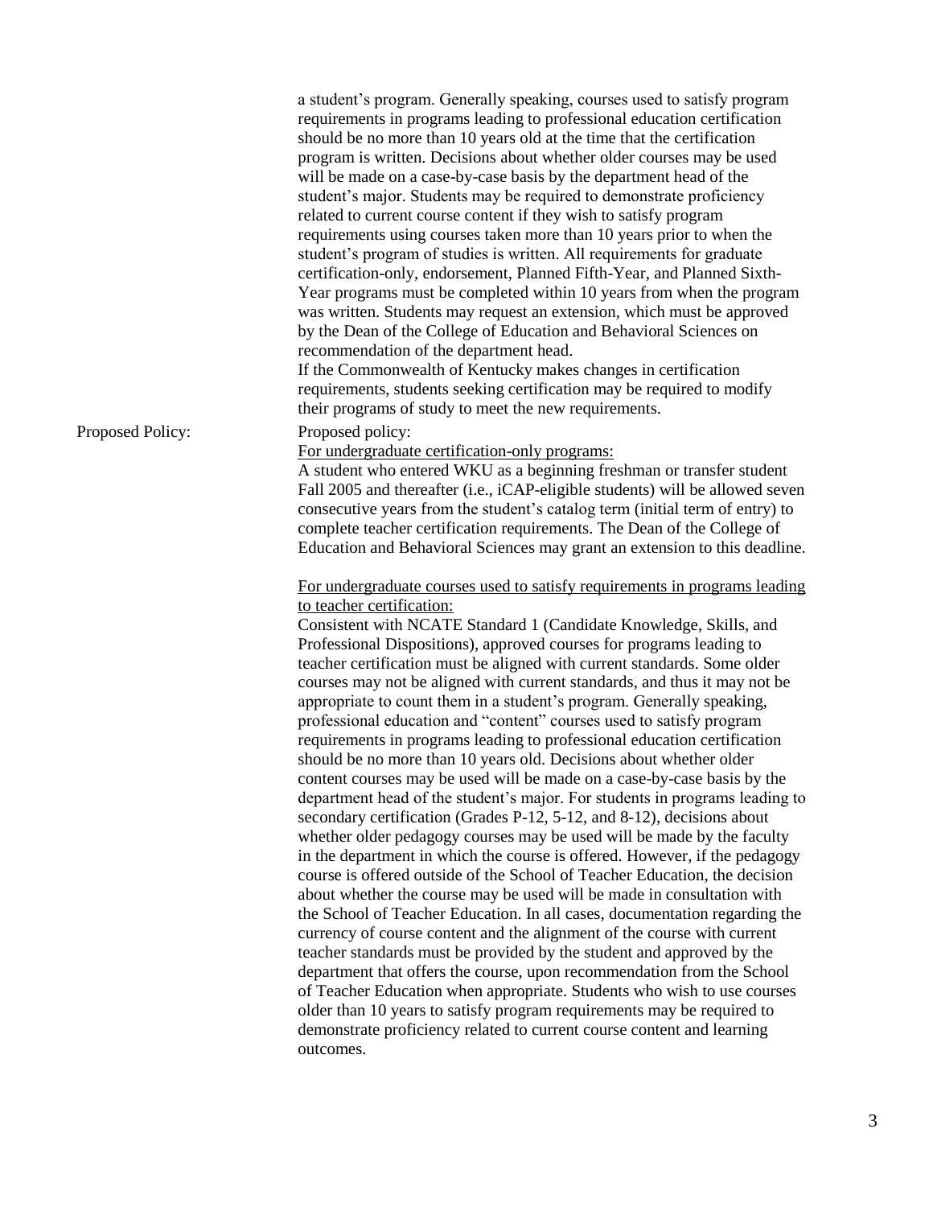a student's program. Generally speaking, courses used to satisfy program requirements in programs leading to professional education certification should be no more than 10 years old at the time that the certification program is written. Decisions about whether older courses may be used will be made on a case-by-case basis by the department head of the student's major. Students may be required to demonstrate proficiency related to current course content if they wish to satisfy program requirements using courses taken more than 10 years prior to when the student's program of studies is written. All requirements for graduate certification-only, endorsement, Planned Fifth-Year, and Planned Sixth-Year programs must be completed within 10 years from when the program was written. Students may request an extension, which must be approved by the Dean of the College of Education and Behavioral Sciences on recommendation of the department head.

If the Commonwealth of Kentucky makes changes in certification requirements, students seeking certification may be required to modify their programs of study to meet the new requirements.

Proposed Policy:

Proposed policy:

For undergraduate certification-only programs:

A student who entered WKU as a beginning freshman or transfer student Fall 2005 and thereafter (i.e., iCAP-eligible students) will be allowed seven consecutive years from the student's catalog term (initial term of entry) to complete teacher certification requirements. The Dean of the College of Education and Behavioral Sciences may grant an extension to this deadline.

For undergraduate courses used to satisfy requirements in programs leading to teacher certification:

Consistent with NCATE Standard 1 (Candidate Knowledge, Skills, and Professional Dispositions), approved courses for programs leading to teacher certification must be aligned with current standards. Some older courses may not be aligned with current standards, and thus it may not be appropriate to count them in a student's program. Generally speaking, professional education and "content" courses used to satisfy program requirements in programs leading to professional education certification should be no more than 10 years old. Decisions about whether older content courses may be used will be made on a case-by-case basis by the department head of the student's major. For students in programs leading to secondary certification (Grades P-12, 5-12, and 8-12), decisions about whether older pedagogy courses may be used will be made by the faculty in the department in which the course is offered. However, if the pedagogy course is offered outside of the School of Teacher Education, the decision about whether the course may be used will be made in consultation with the School of Teacher Education. In all cases, documentation regarding the currency of course content and the alignment of the course with current teacher standards must be provided by the student and approved by the department that offers the course, upon recommendation from the School of Teacher Education when appropriate. Students who wish to use courses older than 10 years to satisfy program requirements may be required to demonstrate proficiency related to current course content and learning outcomes.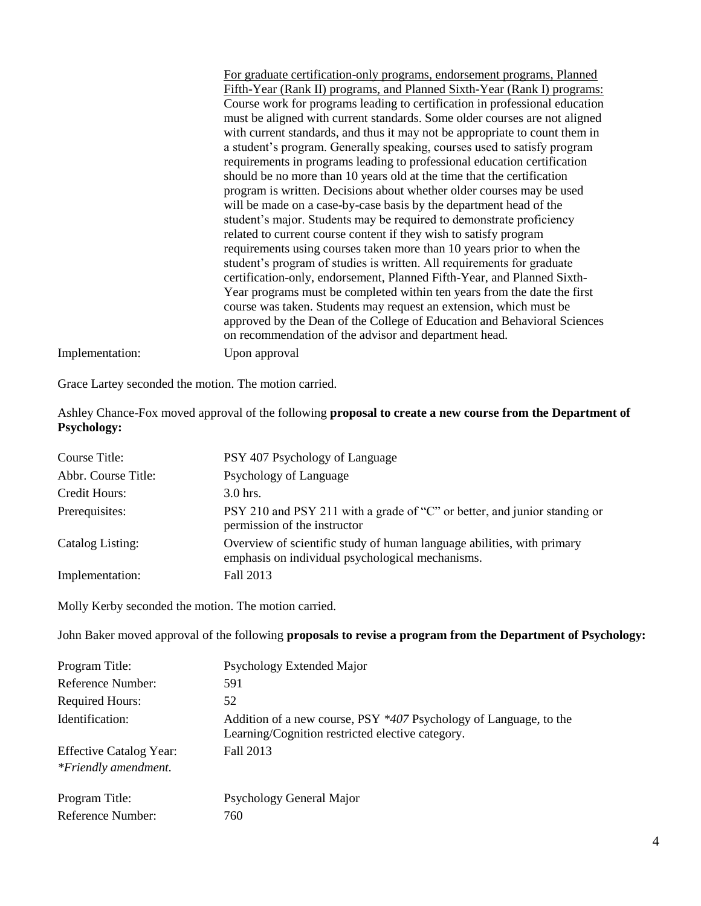| | |
|---|---|
| | For graduate certification-only programs, endorsement programs, Planned Fifth-Year (Rank II) programs, and Planned Sixth-Year (Rank I) programs: Course work for programs leading to certification in professional education must be aligned with current standards. Some older courses are not aligned with current standards, and thus it may not be appropriate to count them in a student's program. Generally speaking, courses used to satisfy program requirements in programs leading to professional education certification should be no more than 10 years old at the time that the certification program is written. Decisions about whether older courses may be used will be made on a case-by-case basis by the department head of the student's major. Students may be required to demonstrate proficiency related to current course content if they wish to satisfy program requirements using courses taken more than 10 years prior to when the student's program of studies is written. All requirements for graduate certification-only, endorsement, Planned Fifth-Year, and Planned Sixth-Year programs must be completed within ten years from the date the first course was taken. Students may request an extension, which must be approved by the Dean of the College of Education and Behavioral Sciences on recommendation of the advisor and department head. |
| Implementation: | Upon approval |

Grace Lartey seconded the motion. The motion carried.

Ashley Chance-Fox moved approval of the following **proposal to create a new course from the Department of Psychology:**

| | |
|---|---|
| Course Title: | PSY 407 Psychology of Language |
| Abbr. Course Title: | Psychology of Language |
| Credit Hours: | 3.0 hrs. |
| Prerequisites: | PSY 210 and PSY 211 with a grade of "C" or better, and junior standing or permission of the instructor |
| Catalog Listing: | Overview of scientific study of human language abilities, with primary emphasis on individual psychological mechanisms. |
| Implementation: | Fall 2013 |

Molly Kerby seconded the motion. The motion carried.

John Baker moved approval of the following **proposals to revise a program from the Department of Psychology:**

| | |
|---|---|
| Program Title: | Psychology Extended Major |
| Reference Number: | 591 |
| Required Hours: | 52 |
| Identification: | Addition of a new course, PSY *\*407* Psychology of Language, to the Learning/Cognition restricted elective category. |
| Effective Catalog Year: | Fall 2013 |
| *\*Friendly amendment.* | |

| | |
|---|---|
| Program Title: | Psychology General Major |
| Reference Number: | 760 |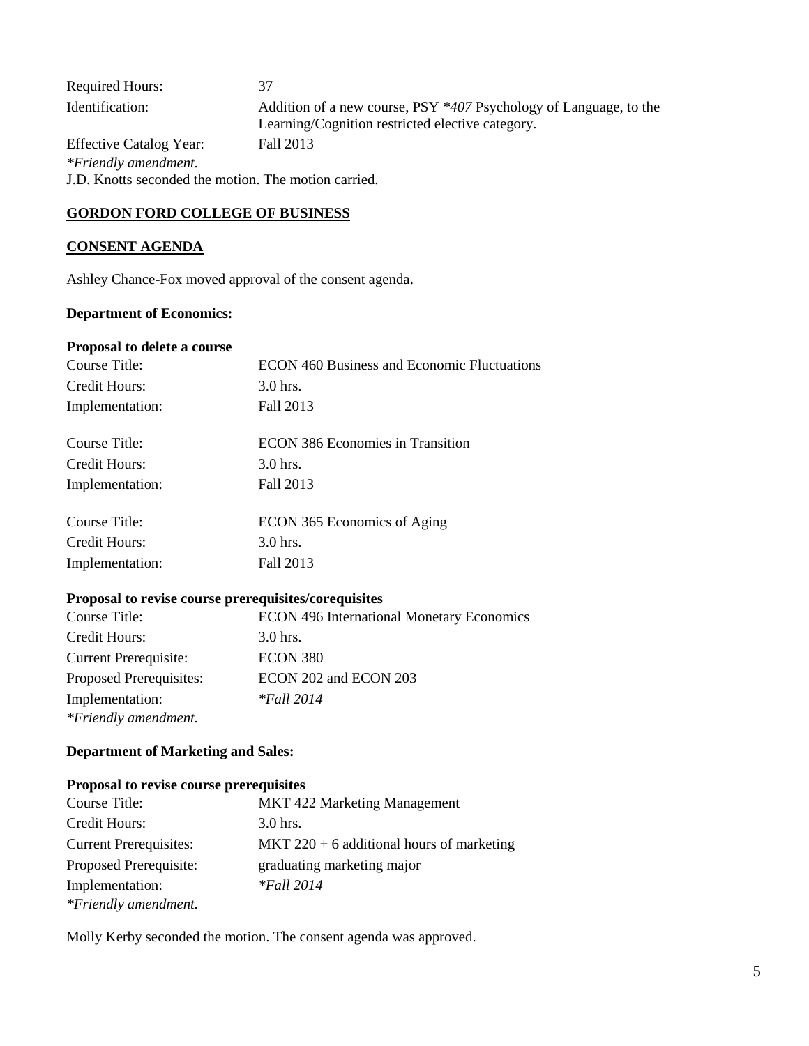| | |
|---|---|
| Required Hours: | 37 |
| Identification: | Addition of a new course, PSY *407* Psychology of Language, to the Learning/Cognition restricted elective category. |
| Effective Catalog Year: | Fall 2013 |

*\*Friendly amendment.*

J.D. Knotts seconded the motion. The motion carried.

**GORDON FORD COLLEGE OF BUSINESS**

**CONSENT AGENDA**

Ashley Chance-Fox moved approval of the consent agenda.

**Department of Economics:**

**Proposal to delete a course**

| | |
|---|---|
| Course Title: | ECON 460 Business and Economic Fluctuations |
| Credit Hours: | 3.0 hrs. |
| Implementation: | Fall 2013 |

| | |
|---|---|
| Course Title: | ECON 386 Economies in Transition |
| Credit Hours: | 3.0 hrs. |
| Implementation: | Fall 2013 |

| | |
|---|---|
| Course Title: | ECON 365 Economics of Aging |
| Credit Hours: | 3.0 hrs. |
| Implementation: | Fall 2013 |

**Proposal to revise course prerequisites/corequisites**

| | |
|---|---|
| Course Title: | ECON 496 International Monetary Economics |
| Credit Hours: | 3.0 hrs. |
| Current Prerequisite: | ECON 380 |
| Proposed Prerequisites: | ECON 202 and ECON 203 |
| Implementation: | *\*Fall 2014* |

*\*Friendly amendment.*

**Department of Marketing and Sales:**

**Proposal to revise course prerequisites**

| | |
|---|---|
| Course Title: | MKT 422 Marketing Management |
| Credit Hours: | 3.0 hrs. |
| Current Prerequisites: | MKT 220 + 6 additional hours of marketing |
| Proposed Prerequisite: | graduating marketing major |
| Implementation: | *\*Fall 2014* |

*\*Friendly amendment.*

Molly Kerby seconded the motion. The consent agenda was approved.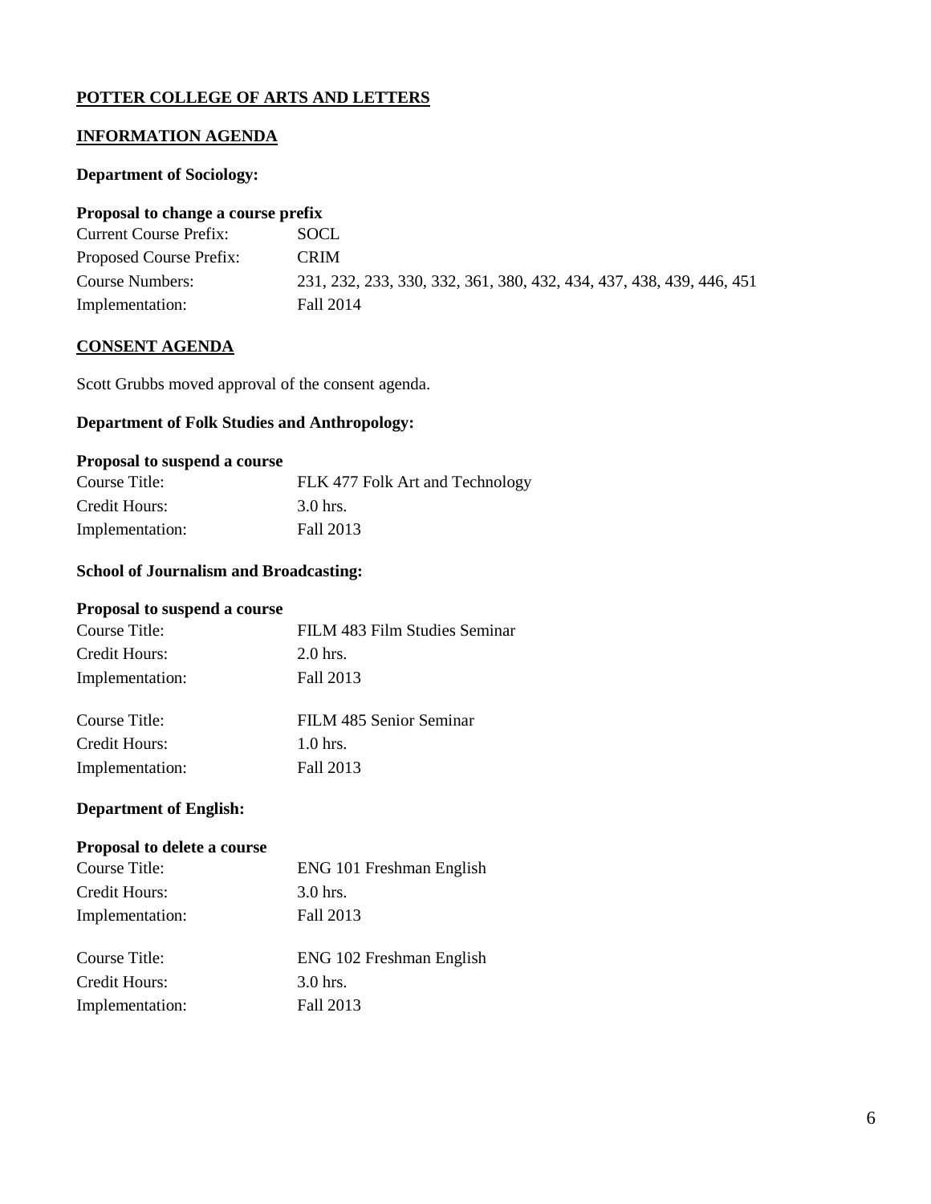**POTTER COLLEGE OF ARTS AND LETTERS**

**INFORMATION AGENDA**

**Department of Sociology:**

**Proposal to change a course prefix**

| | |
|---|---|
| Current Course Prefix: | SOCL |
| Proposed Course Prefix: | CRIM |
| Course Numbers: | 231, 232, 233, 330, 332, 361, 380, 432, 434, 437, 438, 439, 446, 451 |
| Implementation: | Fall 2014 |

**CONSENT AGENDA**

Scott Grubbs moved approval of the consent agenda.

**Department of Folk Studies and Anthropology:**

**Proposal to suspend a course**

| | |
|---|---|
| Course Title: | FLK 477 Folk Art and Technology |
| Credit Hours: | 3.0 hrs. |
| Implementation: | Fall 2013 |

**School of Journalism and Broadcasting:**

**Proposal to suspend a course**

| | |
|---|---|
| Course Title: | FILM 483 Film Studies Seminar |
| Credit Hours: | 2.0 hrs. |
| Implementation: | Fall 2013 |

| | |
|---|---|
| Course Title: | FILM 485 Senior Seminar |
| Credit Hours: | 1.0 hrs. |
| Implementation: | Fall 2013 |

**Department of English:**

**Proposal to delete a course**

| | |
|---|---|
| Course Title: | ENG 101 Freshman English |
| Credit Hours: | 3.0 hrs. |
| Implementation: | Fall 2013 |

| | |
|---|---|
| Course Title: | ENG 102 Freshman English |
| Credit Hours: | 3.0 hrs. |
| Implementation: | Fall 2013 |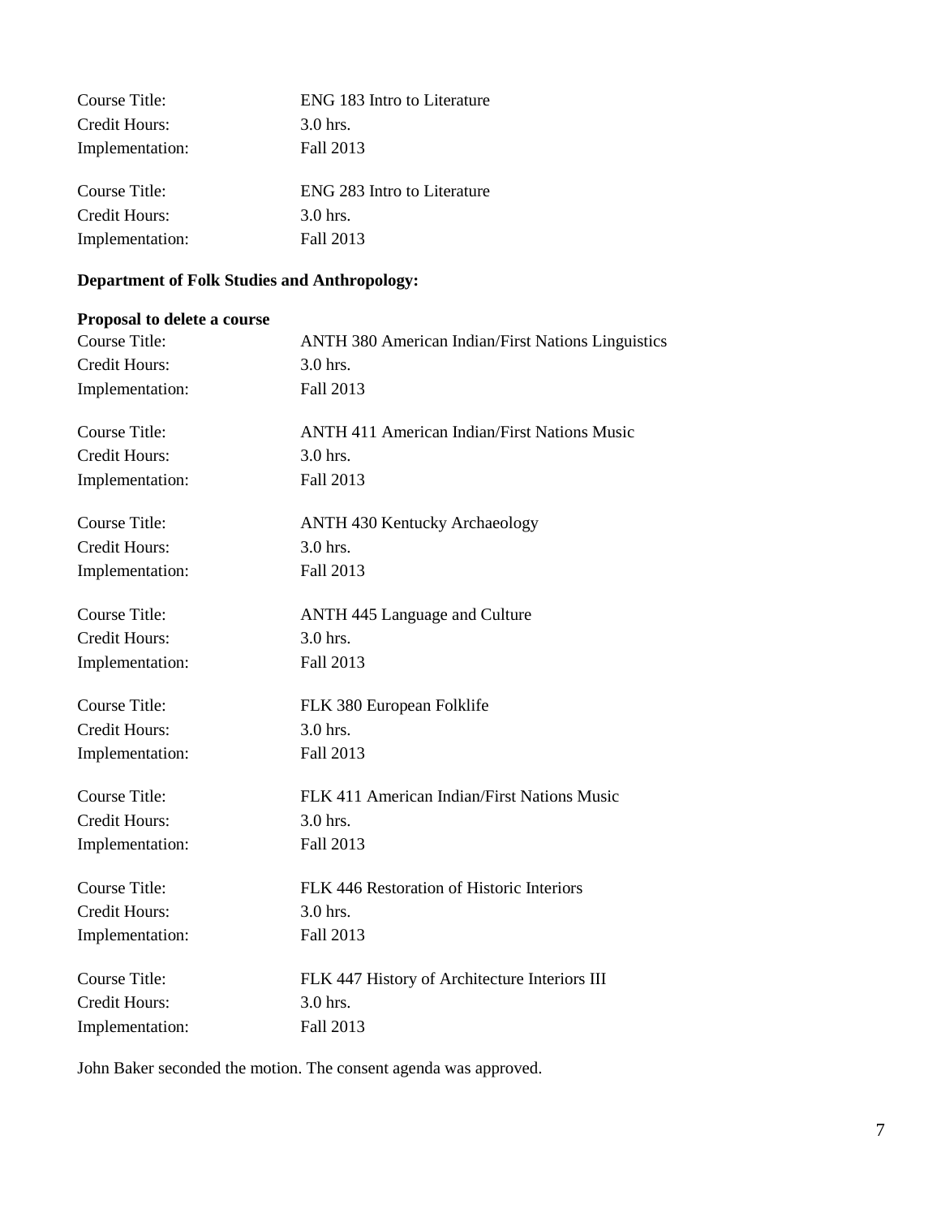Course Title: ENG 183 Intro to Literature
Credit Hours: 3.0 hrs.
Implementation: Fall 2013

Course Title: ENG 283 Intro to Literature
Credit Hours: 3.0 hrs.
Implementation: Fall 2013

**Department of Folk Studies and Anthropology:**

**Proposal to delete a course**
Course Title: ANTH 380 American Indian/First Nations Linguistics
Credit Hours: 3.0 hrs.
Implementation: Fall 2013

Course Title: ANTH 411 American Indian/First Nations Music
Credit Hours: 3.0 hrs.
Implementation: Fall 2013

Course Title: ANTH 430 Kentucky Archaeology
Credit Hours: 3.0 hrs.
Implementation: Fall 2013

Course Title: ANTH 445 Language and Culture
Credit Hours: 3.0 hrs.
Implementation: Fall 2013

Course Title: FLK 380 European Folklife
Credit Hours: 3.0 hrs.
Implementation: Fall 2013

Course Title: FLK 411 American Indian/First Nations Music
Credit Hours: 3.0 hrs.
Implementation: Fall 2013

Course Title: FLK 446 Restoration of Historic Interiors
Credit Hours: 3.0 hrs.
Implementation: Fall 2013

Course Title: FLK 447 History of Architecture Interiors III
Credit Hours: 3.0 hrs.
Implementation: Fall 2013

John Baker seconded the motion. The consent agenda was approved.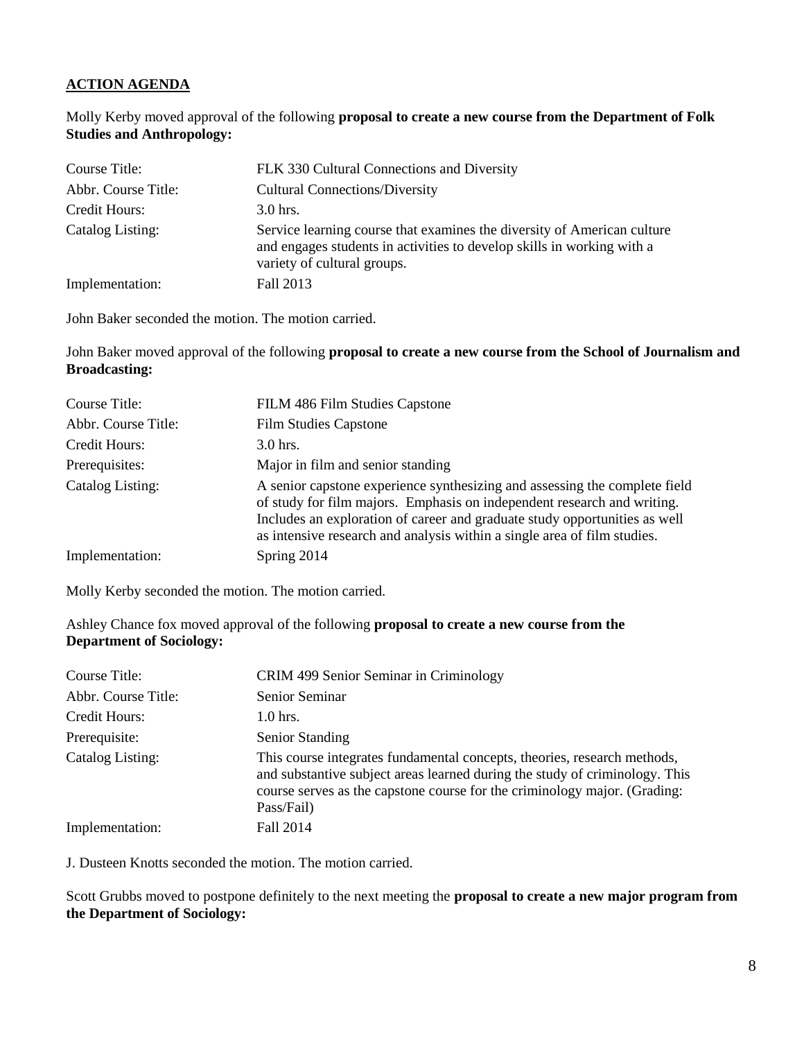**ACTION AGENDA**

Molly Kerby moved approval of the following **proposal to create a new course from the Department of Folk Studies and Anthropology:**

| | |
|---|---|
| Course Title: | FLK 330 Cultural Connections and Diversity |
| Abbr. Course Title: | Cultural Connections/Diversity |
| Credit Hours: | 3.0 hrs. |
| Catalog Listing: | Service learning course that examines the diversity of American culture and engages students in activities to develop skills in working with a variety of cultural groups. |
| Implementation: | Fall 2013 |

John Baker seconded the motion. The motion carried.

John Baker moved approval of the following **proposal to create a new course from the School of Journalism and Broadcasting:**

| | |
|---|---|
| Course Title: | FILM 486 Film Studies Capstone |
| Abbr. Course Title: | Film Studies Capstone |
| Credit Hours: | 3.0 hrs. |
| Prerequisites: | Major in film and senior standing |
| Catalog Listing: | A senior capstone experience synthesizing and assessing the complete field of study for film majors. Emphasis on independent research and writing. Includes an exploration of career and graduate study opportunities as well as intensive research and analysis within a single area of film studies. |
| Implementation: | Spring 2014 |

Molly Kerby seconded the motion. The motion carried.

Ashley Chance fox moved approval of the following **proposal to create a new course from the Department of Sociology:**

| | |
|---|---|
| Course Title: | CRIM 499 Senior Seminar in Criminology |
| Abbr. Course Title: | Senior Seminar |
| Credit Hours: | 1.0 hrs. |
| Prerequisite: | Senior Standing |
| Catalog Listing: | This course integrates fundamental concepts, theories, research methods, and substantive subject areas learned during the study of criminology. This course serves as the capstone course for the criminology major. (Grading: Pass/Fail) |
| Implementation: | Fall 2014 |

J. Dusteen Knotts seconded the motion. The motion carried.

Scott Grubbs moved to postpone definitely to the next meeting the **proposal to create a new major program from the Department of Sociology:**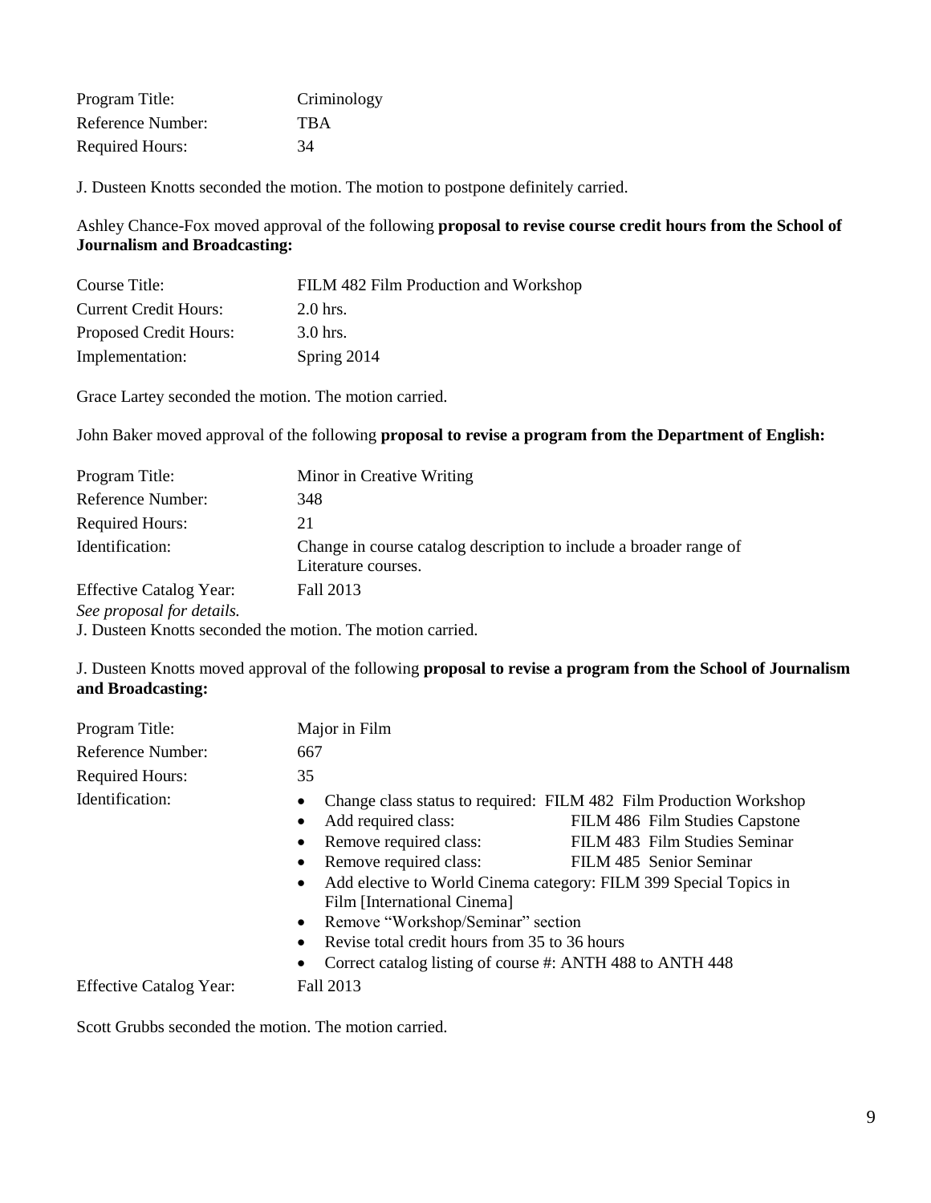| | |
|---|---|
| Program Title: | Criminology |
| Reference Number: | TBA |
| Required Hours: | 34 |

J. Dusteen Knotts seconded the motion. The motion to postpone definitely carried.

Ashley Chance-Fox moved approval of the following **proposal to revise course credit hours from the School of Journalism and Broadcasting:**

| | |
|---|---|
| Course Title: | FILM 482 Film Production and Workshop |
| Current Credit Hours: | 2.0 hrs. |
| Proposed Credit Hours: | 3.0 hrs. |
| Implementation: | Spring 2014 |

Grace Lartey seconded the motion. The motion carried.

John Baker moved approval of the following **proposal to revise a program from the Department of English:**

| | |
|---|---|
| Program Title: | Minor in Creative Writing |
| Reference Number: | 348 |
| Required Hours: | 21 |
| Identification: | Change in course catalog description to include a broader range of Literature courses. |
| Effective Catalog Year: | Fall 2013 |

*See proposal for details.*

J. Dusteen Knotts seconded the motion. The motion carried.

J. Dusteen Knotts moved approval of the following **proposal to revise a program from the School of Journalism and Broadcasting:**

| | |
|---|---|
| Program Title: | Major in Film |
| Reference Number: | 667 |
| Required Hours: | 35 |

Identification:

- Change class status to required: FILM 482 Film Production Workshop
- Add required class: FILM 486 Film Studies Capstone
- Remove required class: FILM 483 Film Studies Seminar
- Remove required class: FILM 485 Senior Seminar
- Add elective to World Cinema category: FILM 399 Special Topics in Film [International Cinema]
- Remove "Workshop/Seminar" section
- Revise total credit hours from 35 to 36 hours
- Correct catalog listing of course #: ANTH 488 to ANTH 448

Effective Catalog Year: Fall 2013

Scott Grubbs seconded the motion. The motion carried.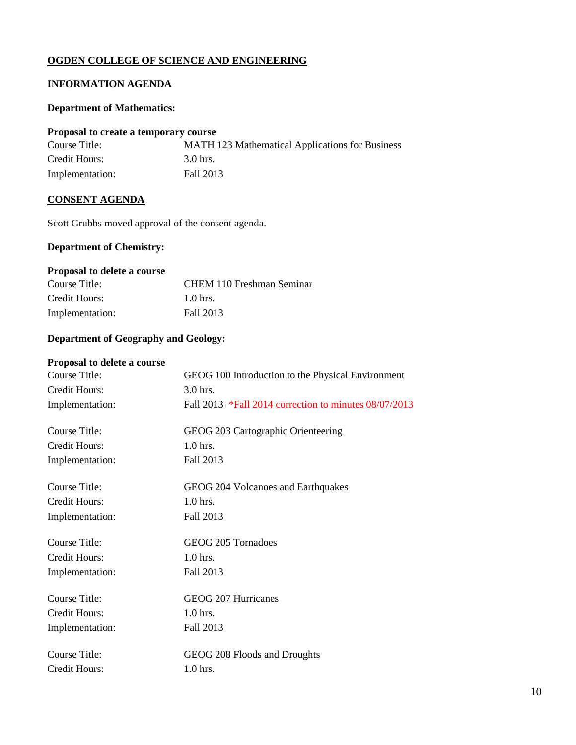**OGDEN COLLEGE OF SCIENCE AND ENGINEERING**

**INFORMATION AGENDA**

**Department of Mathematics:**

**Proposal to create a temporary course**

Course Title: MATH 123 Mathematical Applications for Business
Credit Hours: 3.0 hrs.
Implementation: Fall 2013

**CONSENT AGENDA**

Scott Grubbs moved approval of the consent agenda.

**Department of Chemistry:**

**Proposal to delete a course**

Course Title: CHEM 110 Freshman Seminar
Credit Hours: 1.0 hrs.
Implementation: Fall 2013

**Department of Geography and Geology:**

**Proposal to delete a course**

Course Title: GEOG 100 Introduction to the Physical Environment
Credit Hours: 3.0 hrs.
Implementation: ~~Fall 2013~~ *Fall 2014 correction to minutes 08/07/2013

Course Title: GEOG 203 Cartographic Orienteering
Credit Hours: 1.0 hrs.
Implementation: Fall 2013

Course Title: GEOG 204 Volcanoes and Earthquakes
Credit Hours: 1.0 hrs.
Implementation: Fall 2013

Course Title: GEOG 205 Tornadoes
Credit Hours: 1.0 hrs.
Implementation: Fall 2013

Course Title: GEOG 207 Hurricanes
Credit Hours: 1.0 hrs.
Implementation: Fall 2013

Course Title: GEOG 208 Floods and Droughts
Credit Hours: 1.0 hrs.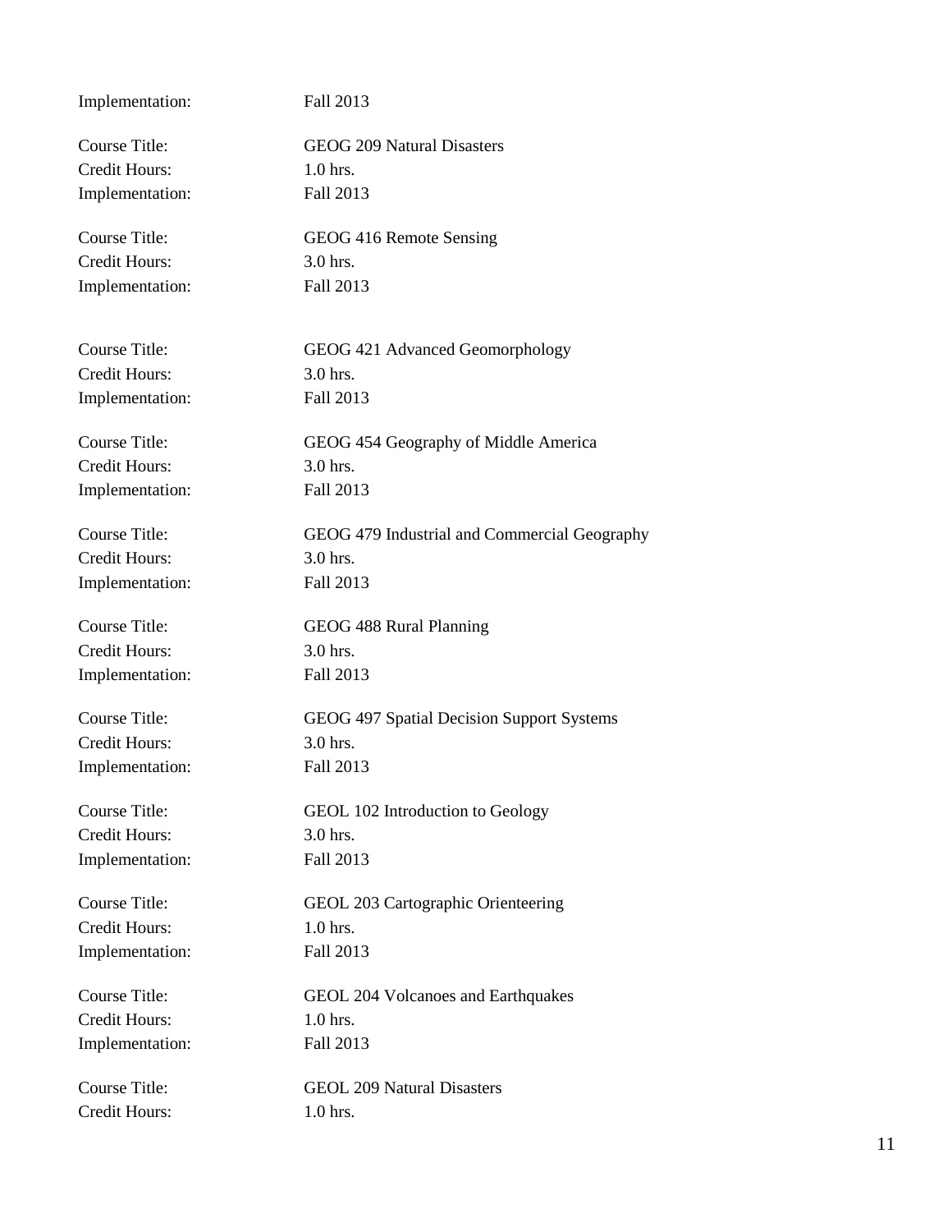Implementation: Fall 2013

Course Title: GEOG 209 Natural Disasters
Credit Hours: 1.0 hrs.
Implementation: Fall 2013

Course Title: GEOG 416 Remote Sensing
Credit Hours: 3.0 hrs.
Implementation: Fall 2013

Course Title: GEOG 421 Advanced Geomorphology
Credit Hours: 3.0 hrs.
Implementation: Fall 2013

Course Title: GEOG 454 Geography of Middle America
Credit Hours: 3.0 hrs.
Implementation: Fall 2013

Course Title: GEOG 479 Industrial and Commercial Geography
Credit Hours: 3.0 hrs.
Implementation: Fall 2013

Course Title: GEOG 488 Rural Planning
Credit Hours: 3.0 hrs.
Implementation: Fall 2013

Course Title: GEOG 497 Spatial Decision Support Systems
Credit Hours: 3.0 hrs.
Implementation: Fall 2013

Course Title: GEOL 102 Introduction to Geology
Credit Hours: 3.0 hrs.
Implementation: Fall 2013

Course Title: GEOL 203 Cartographic Orienteering
Credit Hours: 1.0 hrs.
Implementation: Fall 2013

Course Title: GEOL 204 Volcanoes and Earthquakes
Credit Hours: 1.0 hrs.
Implementation: Fall 2013

Course Title: GEOL 209 Natural Disasters
Credit Hours: 1.0 hrs.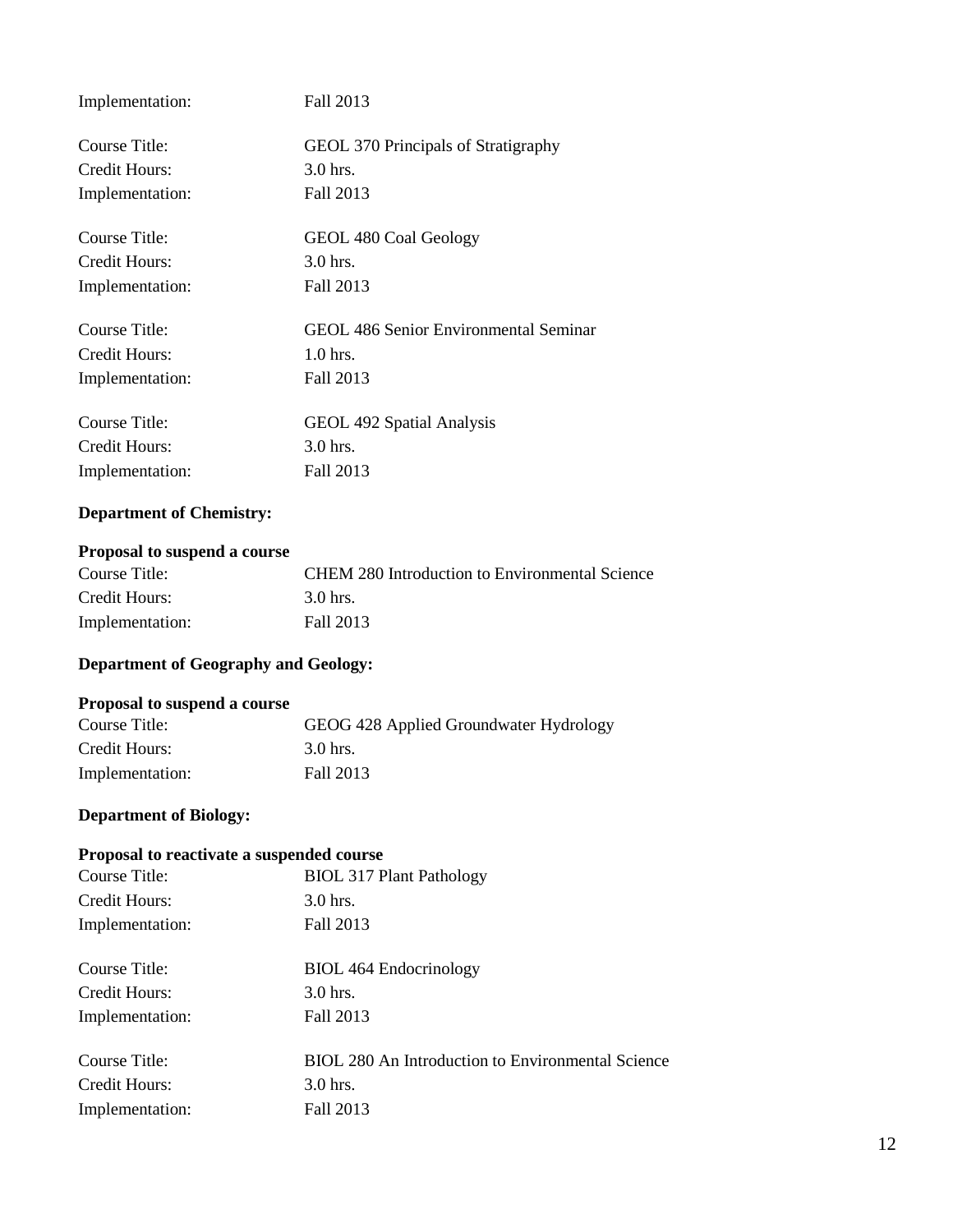Implementation: Fall 2013

Course Title: GEOL 370 Principals of Stratigraphy
Credit Hours: 3.0 hrs.
Implementation: Fall 2013

Course Title: GEOL 480 Coal Geology
Credit Hours: 3.0 hrs.
Implementation: Fall 2013

Course Title: GEOL 486 Senior Environmental Seminar
Credit Hours: 1.0 hrs.
Implementation: Fall 2013

Course Title: GEOL 492 Spatial Analysis
Credit Hours: 3.0 hrs.
Implementation: Fall 2013

**Department of Chemistry:**

**Proposal to suspend a course**
Course Title: CHEM 280 Introduction to Environmental Science
Credit Hours: 3.0 hrs.
Implementation: Fall 2013

**Department of Geography and Geology:**

**Proposal to suspend a course**
Course Title: GEOG 428 Applied Groundwater Hydrology
Credit Hours: 3.0 hrs.
Implementation: Fall 2013

**Department of Biology:**

**Proposal to reactivate a suspended course**
Course Title: BIOL 317 Plant Pathology
Credit Hours: 3.0 hrs.
Implementation: Fall 2013

Course Title: BIOL 464 Endocrinology
Credit Hours: 3.0 hrs.
Implementation: Fall 2013

Course Title: BIOL 280 An Introduction to Environmental Science
Credit Hours: 3.0 hrs.
Implementation: Fall 2013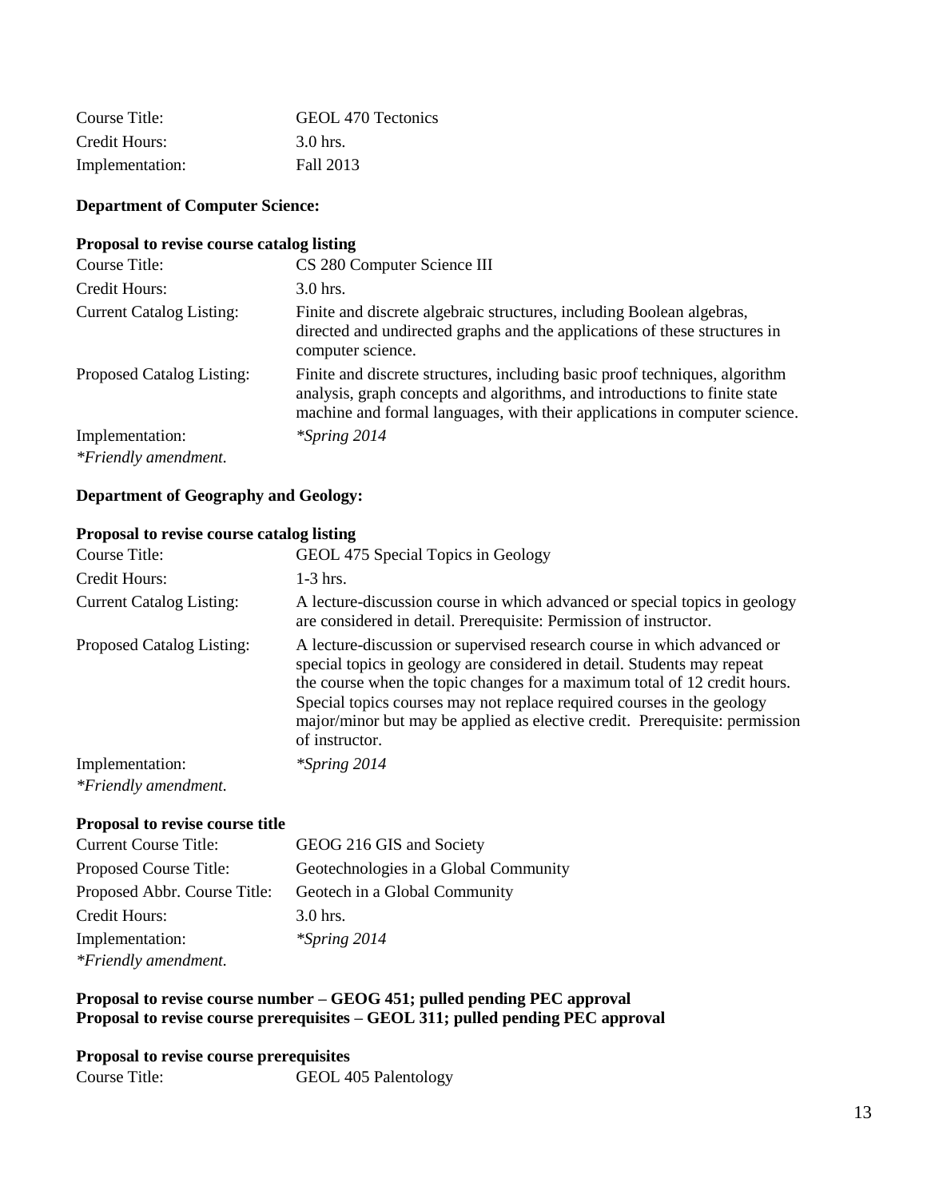Course Title: GEOL 470 Tectonics
Credit Hours: 3.0 hrs.
Implementation: Fall 2013

**Department of Computer Science:**

**Proposal to revise course catalog listing**

| | |
|---|---|
| Course Title: | CS 280 Computer Science III |
| Credit Hours: | 3.0 hrs. |
| Current Catalog Listing: | Finite and discrete algebraic structures, including Boolean algebras, directed and undirected graphs and the applications of these structures in computer science. |
| Proposed Catalog Listing: | Finite and discrete structures, including basic proof techniques, algorithm analysis, graph concepts and algorithms, and introductions to finite state machine and formal languages, with their applications in computer science. |
| Implementation: | *\*Spring 2014* |

*\*Friendly amendment.*

**Department of Geography and Geology:**

**Proposal to revise course catalog listing**

| | |
|---|---|
| Course Title: | GEOL 475 Special Topics in Geology |
| Credit Hours: | 1-3 hrs. |
| Current Catalog Listing: | A lecture-discussion course in which advanced or special topics in geology are considered in detail. Prerequisite: Permission of instructor. |
| Proposed Catalog Listing: | A lecture-discussion or supervised research course in which advanced or special topics in geology are considered in detail. Students may repeat the course when the topic changes for a maximum total of 12 credit hours. Special topics courses may not replace required courses in the geology major/minor but may be applied as elective credit. Prerequisite: permission of instructor. |
| Implementation: | *\*Spring 2014* |

*\*Friendly amendment.*

**Proposal to revise course title**

| | |
|---|---|
| Current Course Title: | GEOG 216 GIS and Society |
| Proposed Course Title: | Geotechnologies in a Global Community |
| Proposed Abbr. Course Title: | Geotech in a Global Community |
| Credit Hours: | 3.0 hrs. |
| Implementation: | *\*Spring 2014* |

*\*Friendly amendment.*

**Proposal to revise course number – GEOG 451; pulled pending PEC approval**
**Proposal to revise course prerequisites – GEOL 311; pulled pending PEC approval**

**Proposal to revise course prerequisites**

Course Title: GEOL 405 Palentology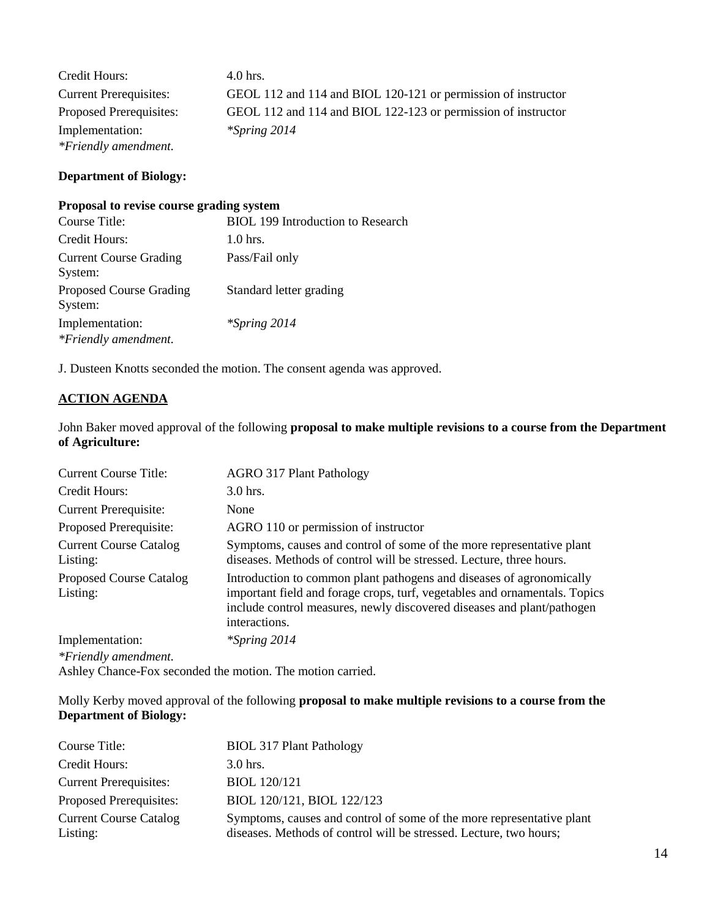| | |
|---|---|
| Credit Hours: | 4.0 hrs. |
| Current Prerequisites: | GEOL 112 and 114 and BIOL 120-121 or permission of instructor |
| Proposed Prerequisites: | GEOL 112 and 114 and BIOL 122-123 or permission of instructor |
| Implementation: | *\*Spring 2014* |

*\*Friendly amendment.*

**Department of Biology:**

**Proposal to revise course grading system**

| | |
|---|---|
| Course Title: | BIOL 199 Introduction to Research |
| Credit Hours: | 1.0 hrs. |
| Current Course Grading System: | Pass/Fail only |
| Proposed Course Grading System: | Standard letter grading |
| Implementation: | *\*Spring 2014* |

*\*Friendly amendment.*

J. Dusteen Knotts seconded the motion. The consent agenda was approved.

## <u>ACTION AGENDA</u>

John Baker moved approval of the following **proposal to make multiple revisions to a course from the Department of Agriculture:**

| | |
|---|---|
| Current Course Title: | AGRO 317 Plant Pathology |
| Credit Hours: | 3.0 hrs. |
| Current Prerequisite: | None |
| Proposed Prerequisite: | AGRO 110 or permission of instructor |
| Current Course Catalog Listing: | Symptoms, causes and control of some of the more representative plant diseases. Methods of control will be stressed. Lecture, three hours. |
| Proposed Course Catalog Listing: | Introduction to common plant pathogens and diseases of agronomically important field and forage crops, turf, vegetables and ornamentals. Topics include control measures, newly discovered diseases and plant/pathogen interactions. |
| Implementation: | *\*Spring 2014* |

*\*Friendly amendment.*

Ashley Chance-Fox seconded the motion. The motion carried.

Molly Kerby moved approval of the following **proposal to make multiple revisions to a course from the Department of Biology:**

| | |
|---|---|
| Course Title: | BIOL 317 Plant Pathology |
| Credit Hours: | 3.0 hrs. |
| Current Prerequisites: | BIOL 120/121 |
| Proposed Prerequisites: | BIOL 120/121, BIOL 122/123 |
| Current Course Catalog Listing: | Symptoms, causes and control of some of the more representative plant diseases. Methods of control will be stressed. Lecture, two hours; |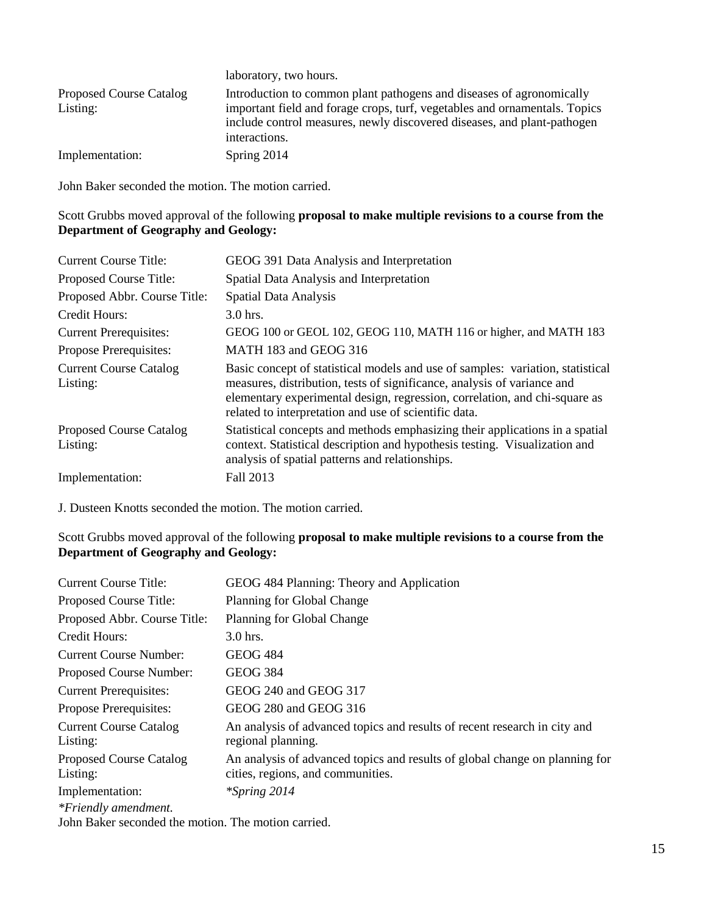| | |
|---|---|
| | laboratory, two hours. |
| Proposed Course Catalog Listing: | Introduction to common plant pathogens and diseases of agronomically important field and forage crops, turf, vegetables and ornamentals. Topics include control measures, newly discovered diseases, and plant-pathogen interactions. |
| Implementation: | Spring 2014 |

John Baker seconded the motion. The motion carried.

Scott Grubbs moved approval of the following **proposal to make multiple revisions to a course from the Department of Geography and Geology:**

| | |
|---|---|
| Current Course Title: | GEOG 391 Data Analysis and Interpretation |
| Proposed Course Title: | Spatial Data Analysis and Interpretation |
| Proposed Abbr. Course Title: | Spatial Data Analysis |
| Credit Hours: | 3.0 hrs. |
| Current Prerequisites: | GEOG 100 or GEOL 102, GEOG 110, MATH 116 or higher, and MATH 183 |
| Propose Prerequisites: | MATH 183 and GEOG 316 |
| Current Course Catalog Listing: | Basic concept of statistical models and use of samples: variation, statistical measures, distribution, tests of significance, analysis of variance and elementary experimental design, regression, correlation, and chi-square as related to interpretation and use of scientific data. |
| Proposed Course Catalog Listing: | Statistical concepts and methods emphasizing their applications in a spatial context. Statistical description and hypothesis testing. Visualization and analysis of spatial patterns and relationships. |
| Implementation: | Fall 2013 |

J. Dusteen Knotts seconded the motion. The motion carried.

Scott Grubbs moved approval of the following **proposal to make multiple revisions to a course from the Department of Geography and Geology:**

| | |
|---|---|
| Current Course Title: | GEOG 484 Planning: Theory and Application |
| Proposed Course Title: | Planning for Global Change |
| Proposed Abbr. Course Title: | Planning for Global Change |
| Credit Hours: | 3.0 hrs. |
| Current Course Number: | GEOG 484 |
| Proposed Course Number: | GEOG 384 |
| Current Prerequisites: | GEOG 240 and GEOG 317 |
| Propose Prerequisites: | GEOG 280 and GEOG 316 |
| Current Course Catalog Listing: | An analysis of advanced topics and results of recent research in city and regional planning. |
| Proposed Course Catalog Listing: | An analysis of advanced topics and results of global change on planning for cities, regions, and communities. |
| Implementation: | *\*Spring 2014* |

*\*Friendly amendment.*

John Baker seconded the motion. The motion carried.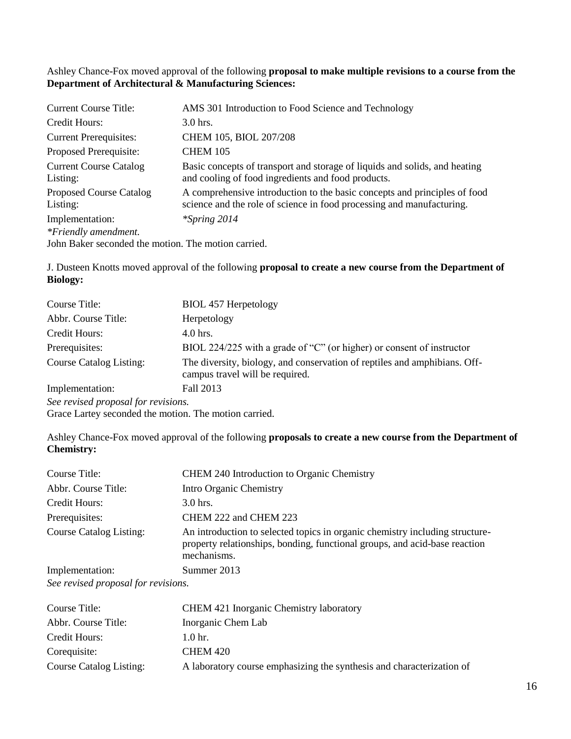Ashley Chance-Fox moved approval of the following **proposal to make multiple revisions to a course from the Department of Architectural & Manufacturing Sciences:**

| | |
|---|---|
| Current Course Title: | AMS 301 Introduction to Food Science and Technology |
| Credit Hours: | 3.0 hrs. |
| Current Prerequisites: | CHEM 105, BIOL 207/208 |
| Proposed Prerequisite: | CHEM 105 |
| Current Course Catalog Listing: | Basic concepts of transport and storage of liquids and solids, and heating and cooling of food ingredients and food products. |
| Proposed Course Catalog Listing: | A comprehensive introduction to the basic concepts and principles of food science and the role of science in food processing and manufacturing. |
| Implementation: | *\*Spring 2014* |

*\*Friendly amendment.*

John Baker seconded the motion. The motion carried.

J. Dusteen Knotts moved approval of the following **proposal to create a new course from the Department of Biology:**

| | |
|---|---|
| Course Title: | BIOL 457 Herpetology |
| Abbr. Course Title: | Herpetology |
| Credit Hours: | 4.0 hrs. |
| Prerequisites: | BIOL 224/225 with a grade of "C" (or higher) or consent of instructor |
| Course Catalog Listing: | The diversity, biology, and conservation of reptiles and amphibians. Off-campus travel will be required. |
| Implementation: | Fall 2013 |

*See revised proposal for revisions.*

Grace Lartey seconded the motion. The motion carried.

Ashley Chance-Fox moved approval of the following **proposals to create a new course from the Department of Chemistry:**

| | |
|---|---|
| Course Title: | CHEM 240 Introduction to Organic Chemistry |
| Abbr. Course Title: | Intro Organic Chemistry |
| Credit Hours: | 3.0 hrs. |
| Prerequisites: | CHEM 222 and CHEM 223 |
| Course Catalog Listing: | An introduction to selected topics in organic chemistry including structure-property relationships, bonding, functional groups, and acid-base reaction mechanisms. |
| Implementation: | Summer 2013 |

*See revised proposal for revisions.*

| | |
|---|---|
| Course Title: | CHEM 421 Inorganic Chemistry laboratory |
| Abbr. Course Title: | Inorganic Chem Lab |
| Credit Hours: | 1.0 hr. |
| Corequisite: | CHEM 420 |
| Course Catalog Listing: | A laboratory course emphasizing the synthesis and characterization of |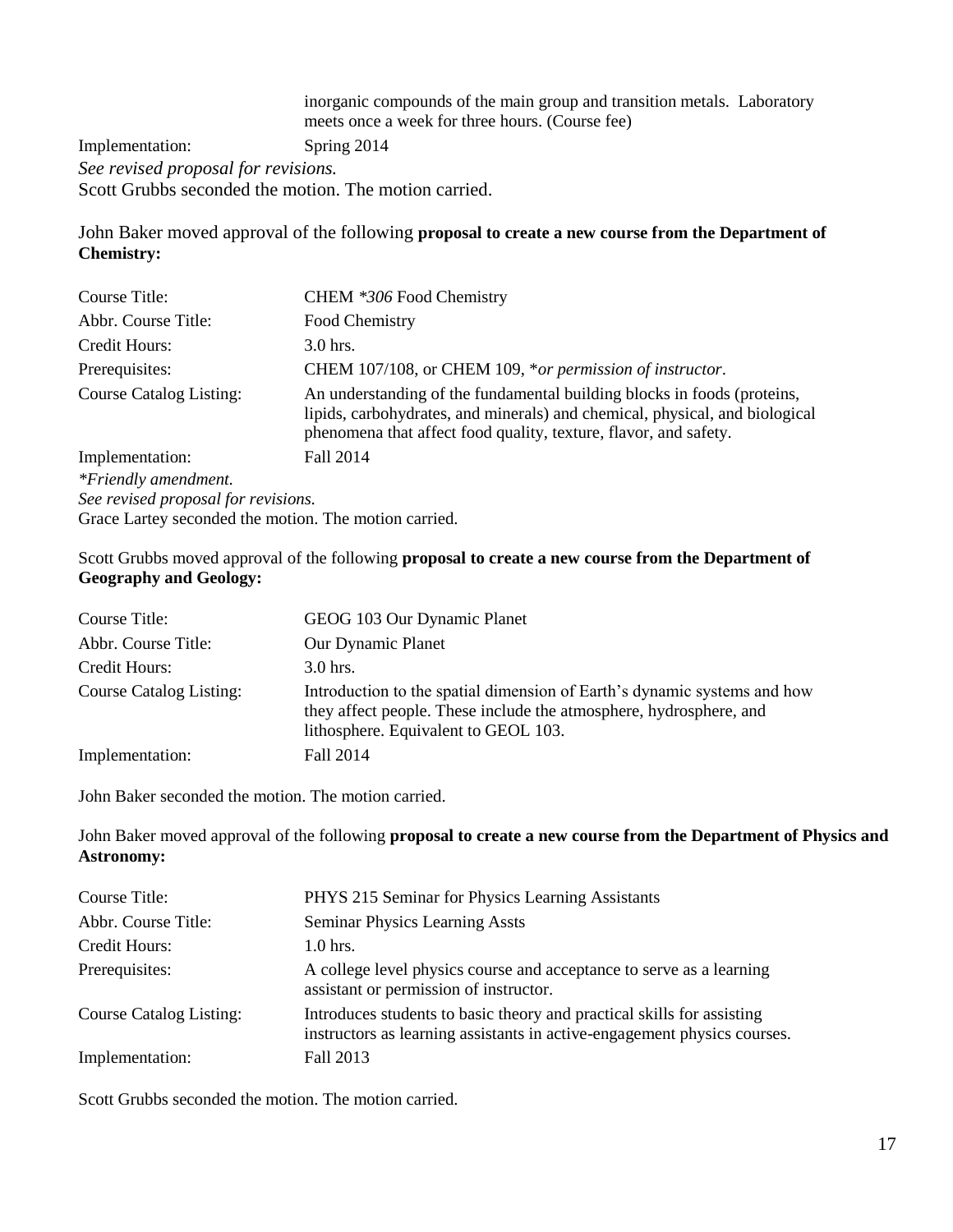| | |
|---|---|
| | inorganic compounds of the main group and transition metals. Laboratory meets once a week for three hours. (Course fee) |
| Implementation: | Spring 2014 |

*See revised proposal for revisions.*
Scott Grubbs seconded the motion. The motion carried.

John Baker moved approval of the following **proposal to create a new course from the Department of Chemistry:**

| | |
|---|---|
| Course Title: | CHEM *\*306* Food Chemistry |
| Abbr. Course Title: | Food Chemistry |
| Credit Hours: | 3.0 hrs. |
| Prerequisites: | CHEM 107/108, or CHEM 109, \**or permission of instructor*. |
| Course Catalog Listing: | An understanding of the fundamental building blocks in foods (proteins, lipids, carbohydrates, and minerals) and chemical, physical, and biological phenomena that affect food quality, texture, flavor, and safety. |
| Implementation: | Fall 2014 |

*\*Friendly amendment.*
*See revised proposal for revisions.*
Grace Lartey seconded the motion. The motion carried.

Scott Grubbs moved approval of the following **proposal to create a new course from the Department of Geography and Geology:**

| | |
|---|---|
| Course Title: | GEOG 103 Our Dynamic Planet |
| Abbr. Course Title: | Our Dynamic Planet |
| Credit Hours: | 3.0 hrs. |
| Course Catalog Listing: | Introduction to the spatial dimension of Earth's dynamic systems and how they affect people. These include the atmosphere, hydrosphere, and lithosphere. Equivalent to GEOL 103. |
| Implementation: | Fall 2014 |

John Baker seconded the motion. The motion carried.

John Baker moved approval of the following **proposal to create a new course from the Department of Physics and Astronomy:**

| | |
|---|---|
| Course Title: | PHYS 215 Seminar for Physics Learning Assistants |
| Abbr. Course Title: | Seminar Physics Learning Assts |
| Credit Hours: | 1.0 hrs. |
| Prerequisites: | A college level physics course and acceptance to serve as a learning assistant or permission of instructor. |
| Course Catalog Listing: | Introduces students to basic theory and practical skills for assisting instructors as learning assistants in active-engagement physics courses. |
| Implementation: | Fall 2013 |

Scott Grubbs seconded the motion. The motion carried.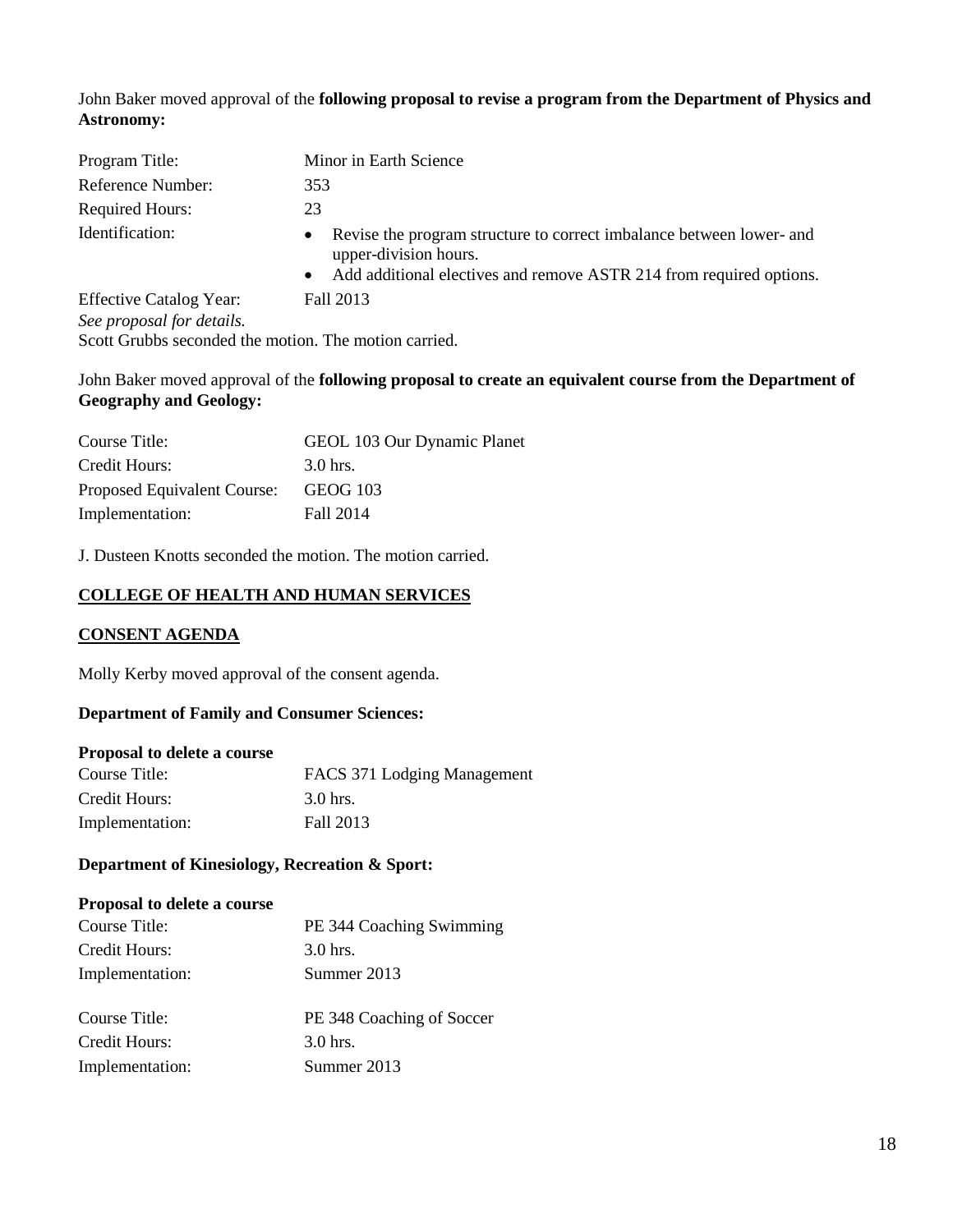John Baker moved approval of the **following proposal to revise a program from the Department of Physics and Astronomy:**

| | |
|---|---|
| Program Title: | Minor in Earth Science |
| Reference Number: | 353 |
| Required Hours: | 23 |
| Identification: | • Revise the program structure to correct imbalance between lower- and upper-division hours. • Add additional electives and remove ASTR 214 from required options. |
| Effective Catalog Year: | Fall 2013 |

*See proposal for details.*
Scott Grubbs seconded the motion. The motion carried.

John Baker moved approval of the **following proposal to create an equivalent course from the Department of Geography and Geology:**

| | |
|---|---|
| Course Title: | GEOL 103 Our Dynamic Planet |
| Credit Hours: | 3.0 hrs. |
| Proposed Equivalent Course: | GEOG 103 |
| Implementation: | Fall 2014 |

J. Dusteen Knotts seconded the motion. The motion carried.

## COLLEGE OF HEALTH AND HUMAN SERVICES

## CONSENT AGENDA

Molly Kerby moved approval of the consent agenda.

**Department of Family and Consumer Sciences:**

**Proposal to delete a course**

| | |
|---|---|
| Course Title: | FACS 371 Lodging Management |
| Credit Hours: | 3.0 hrs. |
| Implementation: | Fall 2013 |

**Department of Kinesiology, Recreation & Sport:**

**Proposal to delete a course**

| | |
|---|---|
| Course Title: | PE 344 Coaching Swimming |
| Credit Hours: | 3.0 hrs. |
| Implementation: | Summer 2013 |

| | |
|---|---|
| Course Title: | PE 348 Coaching of Soccer |
| Credit Hours: | 3.0 hrs. |
| Implementation: | Summer 2013 |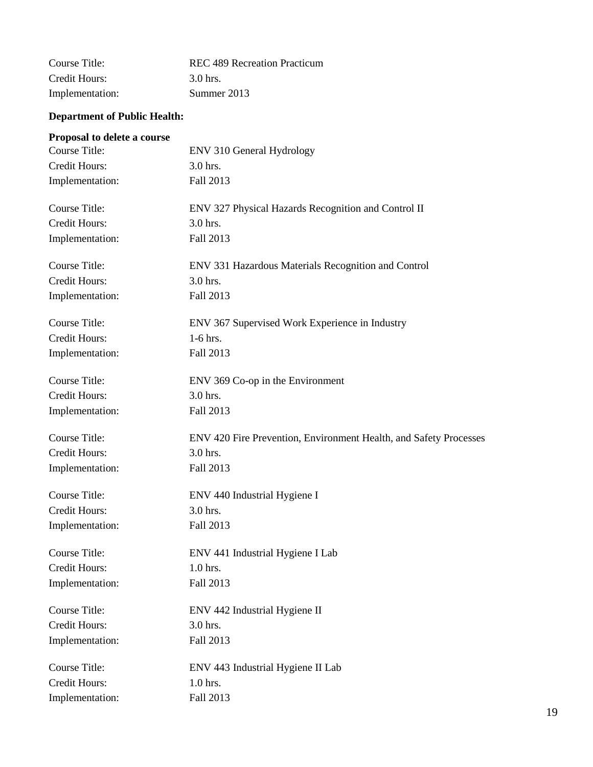Course Title: REC 489 Recreation Practicum
Credit Hours: 3.0 hrs.
Implementation: Summer 2013

**Department of Public Health:**

**Proposal to delete a course**

Course Title: ENV 310 General Hydrology
Credit Hours: 3.0 hrs.
Implementation: Fall 2013

Course Title: ENV 327 Physical Hazards Recognition and Control II
Credit Hours: 3.0 hrs.
Implementation: Fall 2013

Course Title: ENV 331 Hazardous Materials Recognition and Control
Credit Hours: 3.0 hrs.
Implementation: Fall 2013

Course Title: ENV 367 Supervised Work Experience in Industry
Credit Hours: 1-6 hrs.
Implementation: Fall 2013

Course Title: ENV 369 Co-op in the Environment
Credit Hours: 3.0 hrs.
Implementation: Fall 2013

Course Title: ENV 420 Fire Prevention, Environment Health, and Safety Processes
Credit Hours: 3.0 hrs.
Implementation: Fall 2013

Course Title: ENV 440 Industrial Hygiene I
Credit Hours: 3.0 hrs.
Implementation: Fall 2013

Course Title: ENV 441 Industrial Hygiene I Lab
Credit Hours: 1.0 hrs.
Implementation: Fall 2013

Course Title: ENV 442 Industrial Hygiene II
Credit Hours: 3.0 hrs.
Implementation: Fall 2013

Course Title: ENV 443 Industrial Hygiene II Lab
Credit Hours: 1.0 hrs.
Implementation: Fall 2013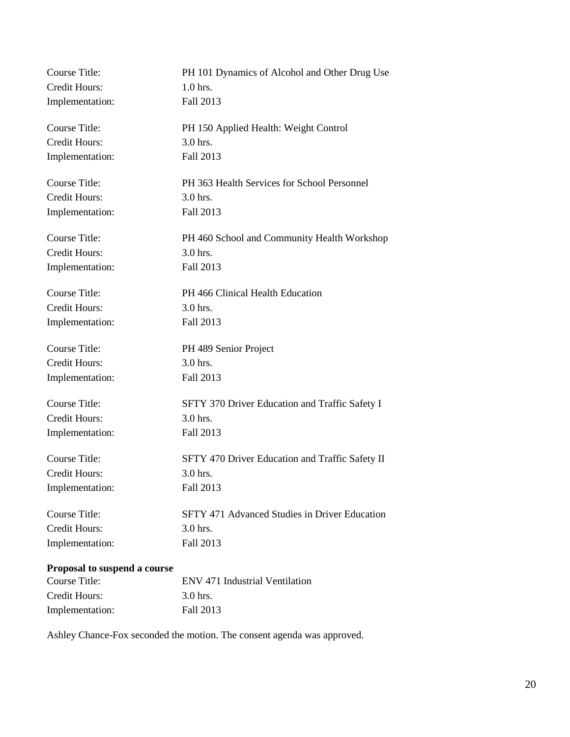Course Title: PH 101 Dynamics of Alcohol and Other Drug Use
Credit Hours: 1.0 hrs.
Implementation: Fall 2013

Course Title: PH 150 Applied Health: Weight Control
Credit Hours: 3.0 hrs.
Implementation: Fall 2013

Course Title: PH 363 Health Services for School Personnel
Credit Hours: 3.0 hrs.
Implementation: Fall 2013

Course Title: PH 460 School and Community Health Workshop
Credit Hours: 3.0 hrs.
Implementation: Fall 2013

Course Title: PH 466 Clinical Health Education
Credit Hours: 3.0 hrs.
Implementation: Fall 2013

Course Title: PH 489 Senior Project
Credit Hours: 3.0 hrs.
Implementation: Fall 2013

Course Title: SFTY 370 Driver Education and Traffic Safety I
Credit Hours: 3.0 hrs.
Implementation: Fall 2013

Course Title: SFTY 470 Driver Education and Traffic Safety II
Credit Hours: 3.0 hrs.
Implementation: Fall 2013

Course Title: SFTY 471 Advanced Studies in Driver Education
Credit Hours: 3.0 hrs.
Implementation: Fall 2013

**Proposal to suspend a course**

Course Title: ENV 471 Industrial Ventilation
Credit Hours: 3.0 hrs.
Implementation: Fall 2013

Ashley Chance-Fox seconded the motion. The consent agenda was approved.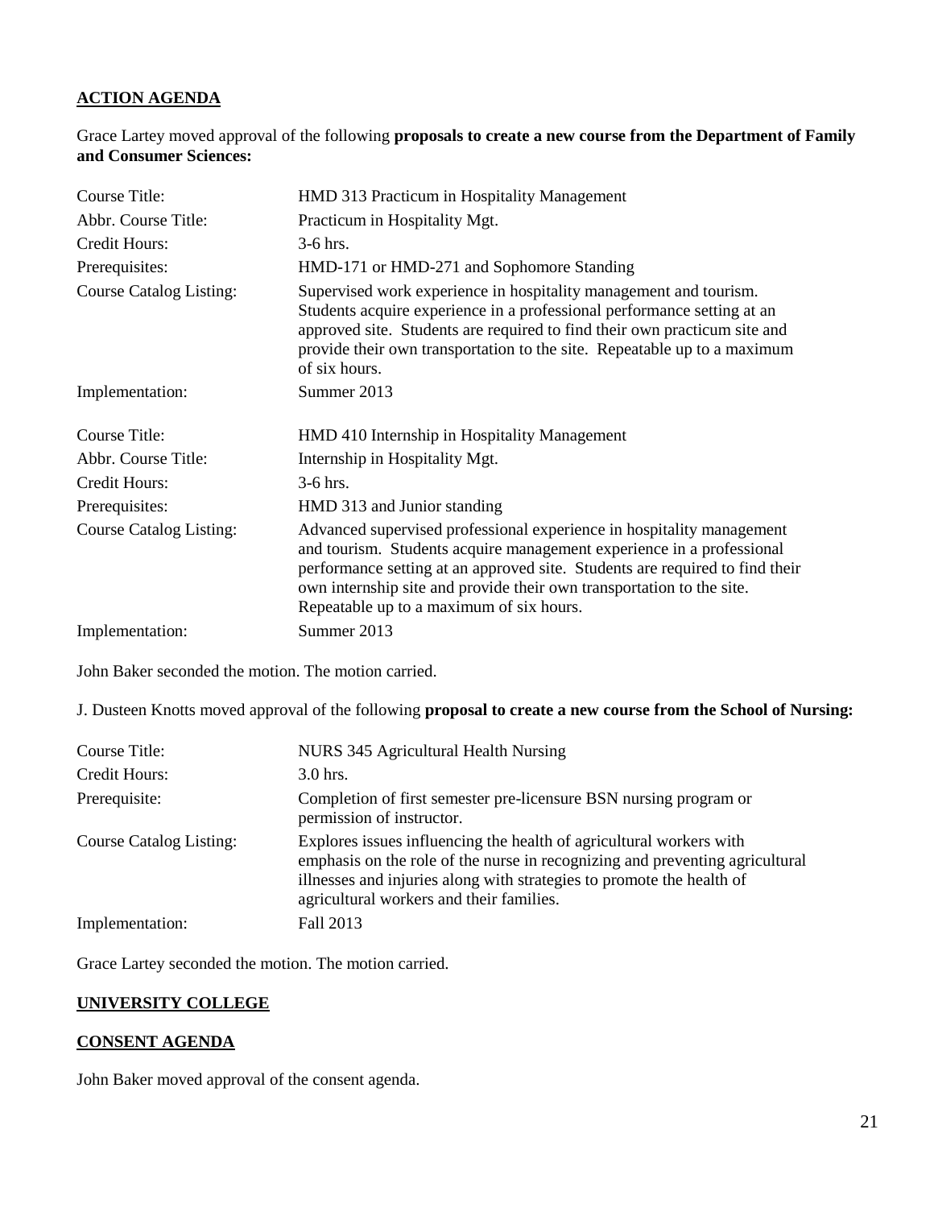## ACTION AGENDA

Grace Lartey moved approval of the following **proposals to create a new course from the Department of Family and Consumer Sciences:**

| | |
|---|---|
| Course Title: | HMD 313 Practicum in Hospitality Management |
| Abbr. Course Title: | Practicum in Hospitality Mgt. |
| Credit Hours: | 3-6 hrs. |
| Prerequisites: | HMD-171 or HMD-271 and Sophomore Standing |
| Course Catalog Listing: | Supervised work experience in hospitality management and tourism. Students acquire experience in a professional performance setting at an approved site. Students are required to find their own practicum site and provide their own transportation to the site. Repeatable up to a maximum of six hours. |
| Implementation: | Summer 2013 |

| | |
|---|---|
| Course Title: | HMD 410 Internship in Hospitality Management |
| Abbr. Course Title: | Internship in Hospitality Mgt. |
| Credit Hours: | 3-6 hrs. |
| Prerequisites: | HMD 313 and Junior standing |
| Course Catalog Listing: | Advanced supervised professional experience in hospitality management and tourism. Students acquire management experience in a professional performance setting at an approved site. Students are required to find their own internship site and provide their own transportation to the site. Repeatable up to a maximum of six hours. |
| Implementation: | Summer 2013 |

John Baker seconded the motion. The motion carried.

J. Dusteen Knotts moved approval of the following **proposal to create a new course from the School of Nursing:**

| | |
|---|---|
| Course Title: | NURS 345 Agricultural Health Nursing |
| Credit Hours: | 3.0 hrs. |
| Prerequisite: | Completion of first semester pre-licensure BSN nursing program or permission of instructor. |
| Course Catalog Listing: | Explores issues influencing the health of agricultural workers with emphasis on the role of the nurse in recognizing and preventing agricultural illnesses and injuries along with strategies to promote the health of agricultural workers and their families. |
| Implementation: | Fall 2013 |

Grace Lartey seconded the motion. The motion carried.

## UNIVERSITY COLLEGE

## CONSENT AGENDA

John Baker moved approval of the consent agenda.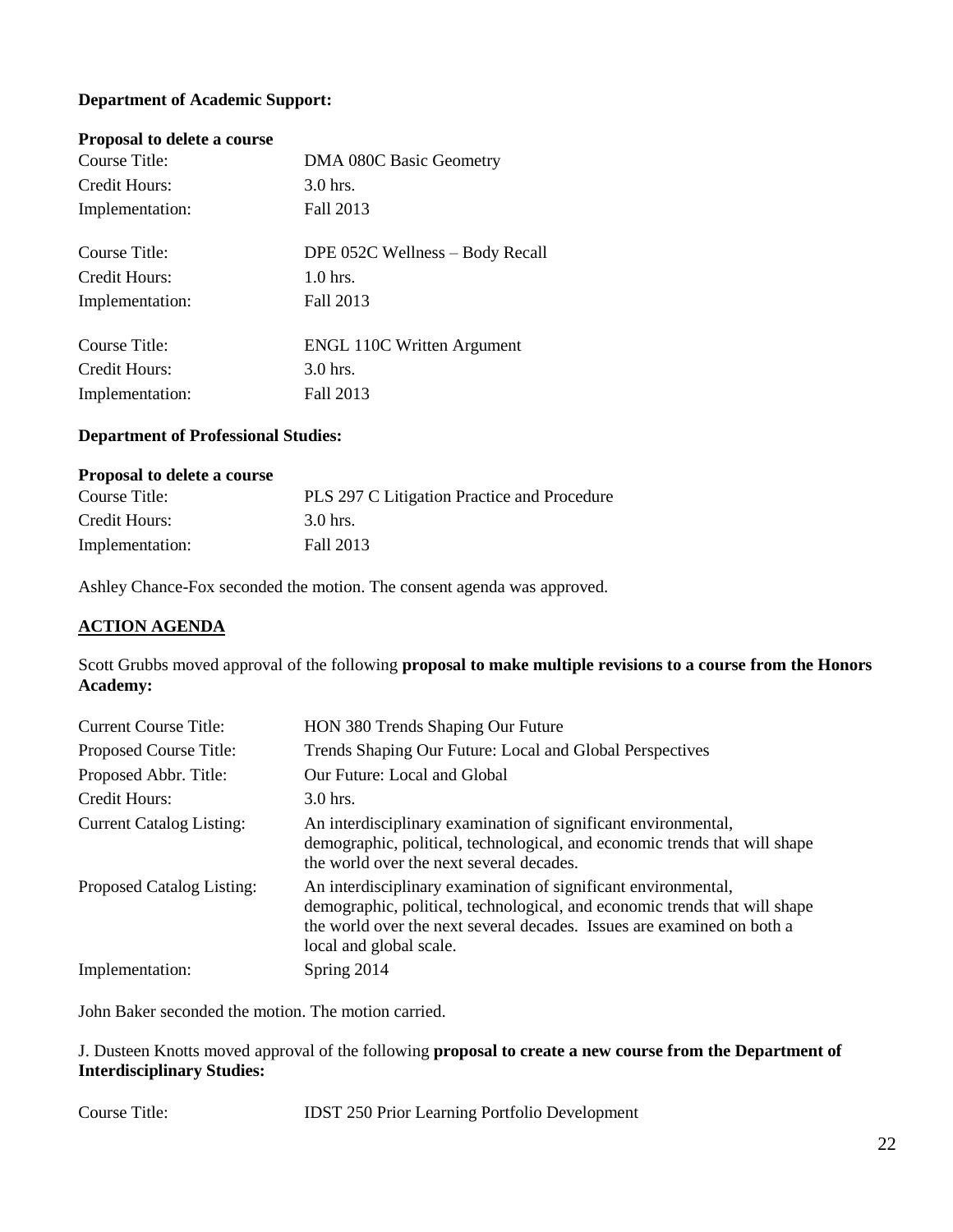**Department of Academic Support:**

**Proposal to delete a course**

| | |
|---|---|
| Course Title: | DMA 080C Basic Geometry |
| Credit Hours: | 3.0 hrs. |
| Implementation: | Fall 2013 |

| | |
|---|---|
| Course Title: | DPE 052C Wellness – Body Recall |
| Credit Hours: | 1.0 hrs. |
| Implementation: | Fall 2013 |

| | |
|---|---|
| Course Title: | ENGL 110C Written Argument |
| Credit Hours: | 3.0 hrs. |
| Implementation: | Fall 2013 |

**Department of Professional Studies:**

**Proposal to delete a course**

| | |
|---|---|
| Course Title: | PLS 297 C Litigation Practice and Procedure |
| Credit Hours: | 3.0 hrs. |
| Implementation: | Fall 2013 |

Ashley Chance-Fox seconded the motion. The consent agenda was approved.

## ACTION AGENDA

Scott Grubbs moved approval of the following **proposal to make multiple revisions to a course from the Honors Academy:**

| | |
|---|---|
| Current Course Title: | HON 380 Trends Shaping Our Future |
| Proposed Course Title: | Trends Shaping Our Future: Local and Global Perspectives |
| Proposed Abbr. Title: | Our Future: Local and Global |
| Credit Hours: | 3.0 hrs. |
| Current Catalog Listing: | An interdisciplinary examination of significant environmental, demographic, political, technological, and economic trends that will shape the world over the next several decades. |
| Proposed Catalog Listing: | An interdisciplinary examination of significant environmental, demographic, political, technological, and economic trends that will shape the world over the next several decades. Issues are examined on both a local and global scale. |
| Implementation: | Spring 2014 |

John Baker seconded the motion. The motion carried.

J. Dusteen Knotts moved approval of the following **proposal to create a new course from the Department of Interdisciplinary Studies:**

| | |
|---|---|
| Course Title: | IDST 250 Prior Learning Portfolio Development |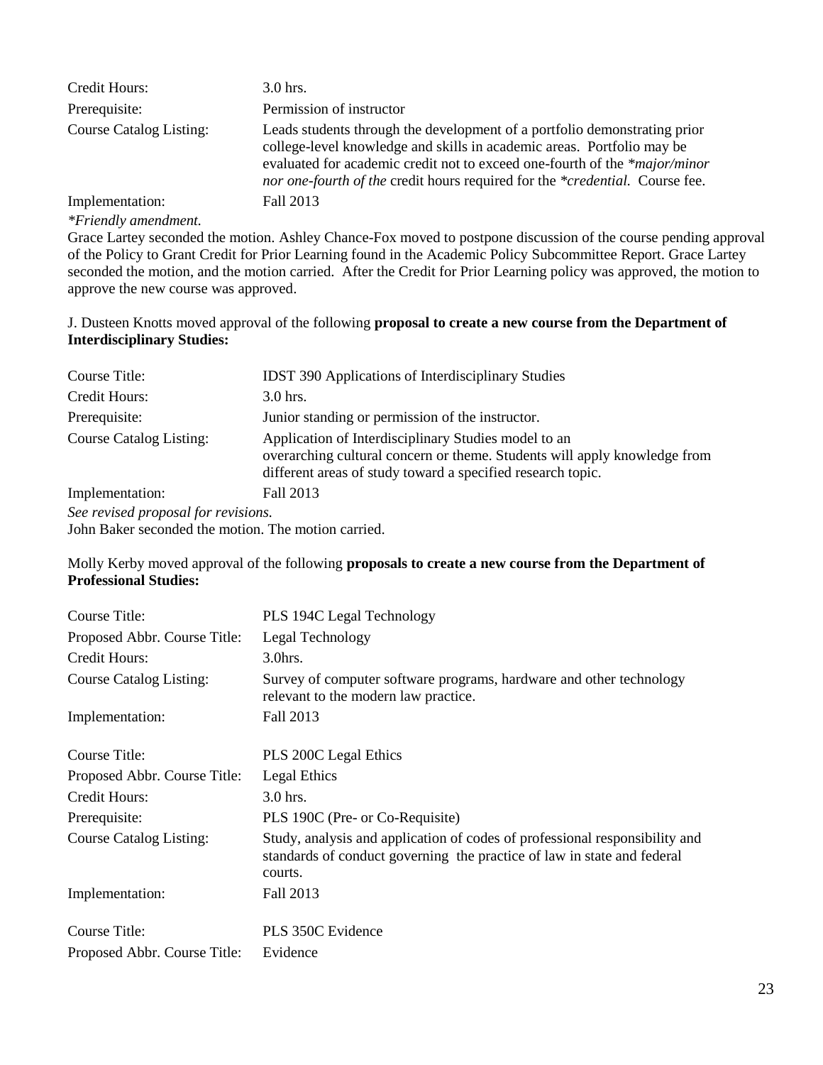| | |
|---|---|
| Credit Hours: | 3.0 hrs. |
| Prerequisite: | Permission of instructor |
| Course Catalog Listing: | Leads students through the development of a portfolio demonstrating prior college-level knowledge and skills in academic areas. Portfolio may be evaluated for academic credit not to exceed one-fourth of the *\*major/minor nor one-fourth of the* credit hours required for the *\*credential.* Course fee. |
| Implementation: | Fall 2013 |

*\*Friendly amendment.*

Grace Lartey seconded the motion. Ashley Chance-Fox moved to postpone discussion of the course pending approval of the Policy to Grant Credit for Prior Learning found in the Academic Policy Subcommittee Report. Grace Lartey seconded the motion, and the motion carried. After the Credit for Prior Learning policy was approved, the motion to approve the new course was approved.

J. Dusteen Knotts moved approval of the following **proposal to create a new course from the Department of Interdisciplinary Studies:**

| | |
|---|---|
| Course Title: | IDST 390 Applications of Interdisciplinary Studies |
| Credit Hours: | 3.0 hrs. |
| Prerequisite: | Junior standing or permission of the instructor. |
| Course Catalog Listing: | Application of Interdisciplinary Studies model to an overarching cultural concern or theme. Students will apply knowledge from different areas of study toward a specified research topic. |
| Implementation: | Fall 2013 |

*See revised proposal for revisions.*

John Baker seconded the motion. The motion carried.

Molly Kerby moved approval of the following **proposals to create a new course from the Department of Professional Studies:**

| | |
|---|---|
| Course Title: | PLS 194C Legal Technology |
| Proposed Abbr. Course Title: | Legal Technology |
| Credit Hours: | 3.0hrs. |
| Course Catalog Listing: | Survey of computer software programs, hardware and other technology relevant to the modern law practice. |
| Implementation: | Fall 2013 |

| | |
|---|---|
| Course Title: | PLS 200C Legal Ethics |
| Proposed Abbr. Course Title: | Legal Ethics |
| Credit Hours: | 3.0 hrs. |
| Prerequisite: | PLS 190C (Pre- or Co-Requisite) |
| Course Catalog Listing: | Study, analysis and application of codes of professional responsibility and standards of conduct governing the practice of law in state and federal courts. |
| Implementation: | Fall 2013 |

| | |
|---|---|
| Course Title: | PLS 350C Evidence |
| Proposed Abbr. Course Title: | Evidence |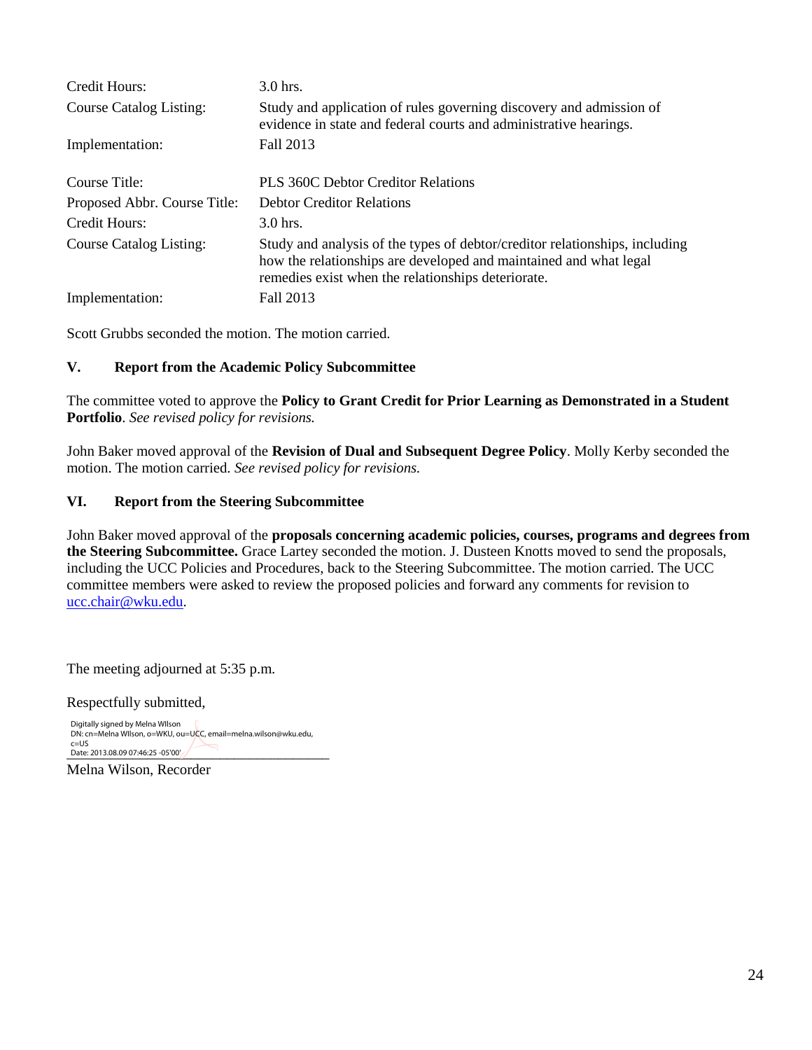| | |
|---|---|
| Credit Hours: | 3.0 hrs. |
| Course Catalog Listing: | Study and application of rules governing discovery and admission of evidence in state and federal courts and administrative hearings. |
| Implementation: | Fall 2013 |

| | |
|---|---|
| Course Title: | PLS 360C Debtor Creditor Relations |
| Proposed Abbr. Course Title: | Debtor Creditor Relations |
| Credit Hours: | 3.0 hrs. |
| Course Catalog Listing: | Study and analysis of the types of debtor/creditor relationships, including how the relationships are developed and maintained and what legal remedies exist when the relationships deteriorate. |
| Implementation: | Fall 2013 |

Scott Grubbs seconded the motion. The motion carried.

## V. Report from the Academic Policy Subcommittee

The committee voted to approve the **Policy to Grant Credit for Prior Learning as Demonstrated in a Student Portfolio**. *See revised policy for revisions.*

John Baker moved approval of the **Revision of Dual and Subsequent Degree Policy**. Molly Kerby seconded the motion. The motion carried. *See revised policy for revisions.*

## VI. Report from the Steering Subcommittee

John Baker moved approval of the **proposals concerning academic policies, courses, programs and degrees from the Steering Subcommittee.** Grace Lartey seconded the motion. J. Dusteen Knotts moved to send the proposals, including the UCC Policies and Procedures, back to the Steering Subcommittee. The motion carried. The UCC committee members were asked to review the proposed policies and forward any comments for revision to ucc.chair@wku.edu.

The meeting adjourned at 5:35 p.m.

Respectfully submitted,

Digitally signed by Melna Wilson
DN: cn=Melna Wilson, o=WKU, ou=UCC, email=melna.wilson@wku.edu, c=US
Date: 2013.08.09 07:46:25 -05'00'

Melna Wilson, Recorder